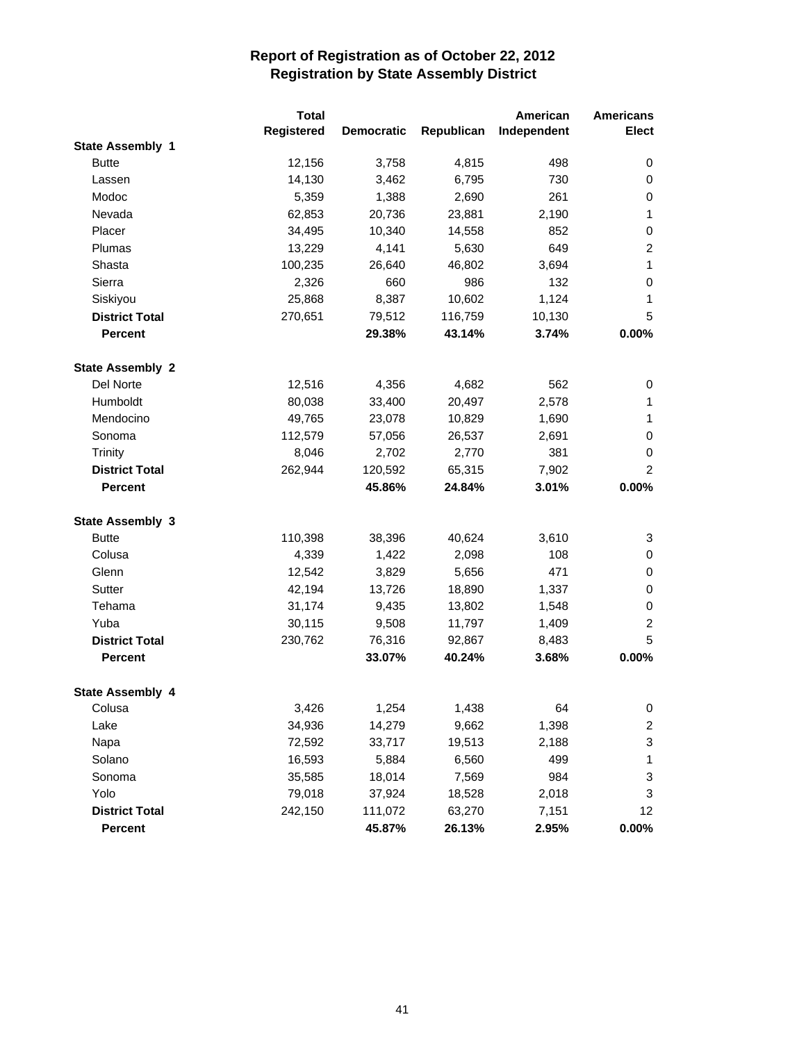# Report of Registration as of October 22, 2012
## Registration by State Assembly District

| | Total Registered | Democratic | Republican | American Independent | Americans Elect |
|---|---|---|---|---|---|
| **State Assembly 1** | | | | | |
| Butte | 12,156 | 3,758 | 4,815 | 498 | 0 |
| Lassen | 14,130 | 3,462 | 6,795 | 730 | 0 |
| Modoc | 5,359 | 1,388 | 2,690 | 261 | 0 |
| Nevada | 62,853 | 20,736 | 23,881 | 2,190 | 1 |
| Placer | 34,495 | 10,340 | 14,558 | 852 | 0 |
| Plumas | 13,229 | 4,141 | 5,630 | 649 | 2 |
| Shasta | 100,235 | 26,640 | 46,802 | 3,694 | 1 |
| Sierra | 2,326 | 660 | 986 | 132 | 0 |
| Siskiyou | 25,868 | 8,387 | 10,602 | 1,124 | 1 |
| **District Total** | 270,651 | 79,512 | 116,759 | 10,130 | 5 |
| **Percent** | | **29.38%** | **43.14%** | **3.74%** | **0.00%** |
| **State Assembly 2** | | | | | |
| Del Norte | 12,516 | 4,356 | 4,682 | 562 | 0 |
| Humboldt | 80,038 | 33,400 | 20,497 | 2,578 | 1 |
| Mendocino | 49,765 | 23,078 | 10,829 | 1,690 | 1 |
| Sonoma | 112,579 | 57,056 | 26,537 | 2,691 | 0 |
| Trinity | 8,046 | 2,702 | 2,770 | 381 | 0 |
| **District Total** | 262,944 | 120,592 | 65,315 | 7,902 | 2 |
| **Percent** | | **45.86%** | **24.84%** | **3.01%** | **0.00%** |
| **State Assembly 3** | | | | | |
| Butte | 110,398 | 38,396 | 40,624 | 3,610 | 3 |
| Colusa | 4,339 | 1,422 | 2,098 | 108 | 0 |
| Glenn | 12,542 | 3,829 | 5,656 | 471 | 0 |
| Sutter | 42,194 | 13,726 | 18,890 | 1,337 | 0 |
| Tehama | 31,174 | 9,435 | 13,802 | 1,548 | 0 |
| Yuba | 30,115 | 9,508 | 11,797 | 1,409 | 2 |
| **District Total** | 230,762 | 76,316 | 92,867 | 8,483 | 5 |
| **Percent** | | **33.07%** | **40.24%** | **3.68%** | **0.00%** |
| **State Assembly 4** | | | | | |
| Colusa | 3,426 | 1,254 | 1,438 | 64 | 0 |
| Lake | 34,936 | 14,279 | 9,662 | 1,398 | 2 |
| Napa | 72,592 | 33,717 | 19,513 | 2,188 | 3 |
| Solano | 16,593 | 5,884 | 6,560 | 499 | 1 |
| Sonoma | 35,585 | 18,014 | 7,569 | 984 | 3 |
| Yolo | 79,018 | 37,924 | 18,528 | 2,018 | 3 |
| **District Total** | 242,150 | 111,072 | 63,270 | 7,151 | 12 |
| **Percent** | | **45.87%** | **26.13%** | **2.95%** | **0.00%** |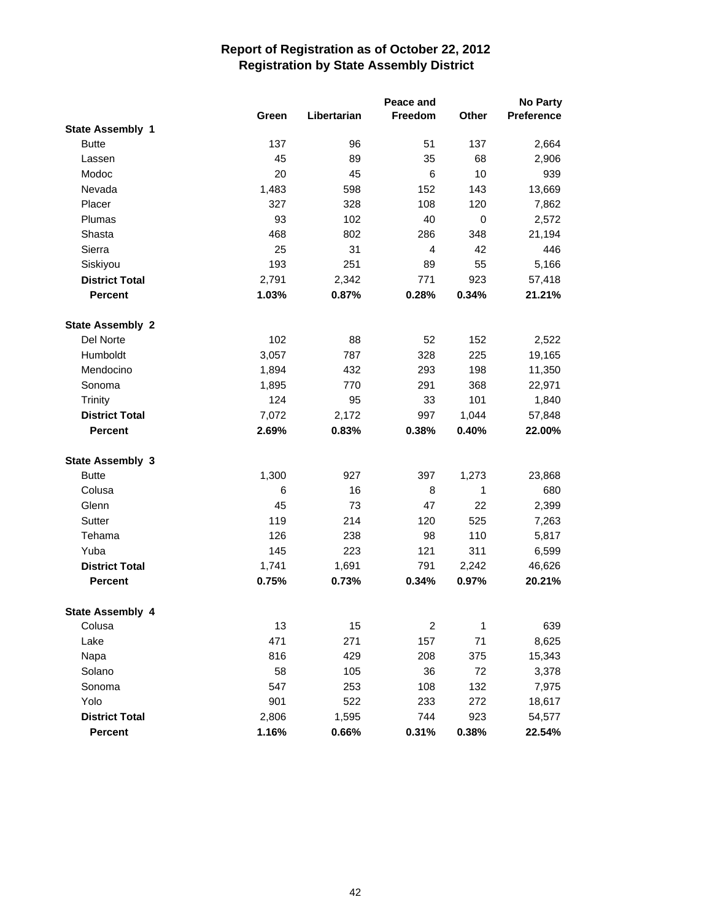# Report of Registration as of October 22, 2012
## Registration by State Assembly District

| | Green | Libertarian | Peace and Freedom | Other | No Party Preference |
|---|---|---|---|---|---|
| **State Assembly 1** | | | | | |
| Butte | 137 | 96 | 51 | 137 | 2,664 |
| Lassen | 45 | 89 | 35 | 68 | 2,906 |
| Modoc | 20 | 45 | 6 | 10 | 939 |
| Nevada | 1,483 | 598 | 152 | 143 | 13,669 |
| Placer | 327 | 328 | 108 | 120 | 7,862 |
| Plumas | 93 | 102 | 40 | 0 | 2,572 |
| Shasta | 468 | 802 | 286 | 348 | 21,194 |
| Sierra | 25 | 31 | 4 | 42 | 446 |
| Siskiyou | 193 | 251 | 89 | 55 | 5,166 |
| **District Total** | 2,791 | 2,342 | 771 | 923 | 57,418 |
| **Percent** | **1.03%** | **0.87%** | **0.28%** | **0.34%** | **21.21%** |
| **State Assembly 2** | | | | | |
| Del Norte | 102 | 88 | 52 | 152 | 2,522 |
| Humboldt | 3,057 | 787 | 328 | 225 | 19,165 |
| Mendocino | 1,894 | 432 | 293 | 198 | 11,350 |
| Sonoma | 1,895 | 770 | 291 | 368 | 22,971 |
| Trinity | 124 | 95 | 33 | 101 | 1,840 |
| **District Total** | 7,072 | 2,172 | 997 | 1,044 | 57,848 |
| **Percent** | **2.69%** | **0.83%** | **0.38%** | **0.40%** | **22.00%** |
| **State Assembly 3** | | | | | |
| Butte | 1,300 | 927 | 397 | 1,273 | 23,868 |
| Colusa | 6 | 16 | 8 | 1 | 680 |
| Glenn | 45 | 73 | 47 | 22 | 2,399 |
| Sutter | 119 | 214 | 120 | 525 | 7,263 |
| Tehama | 126 | 238 | 98 | 110 | 5,817 |
| Yuba | 145 | 223 | 121 | 311 | 6,599 |
| **District Total** | 1,741 | 1,691 | 791 | 2,242 | 46,626 |
| **Percent** | **0.75%** | **0.73%** | **0.34%** | **0.97%** | **20.21%** |
| **State Assembly 4** | | | | | |
| Colusa | 13 | 15 | 2 | 1 | 639 |
| Lake | 471 | 271 | 157 | 71 | 8,625 |
| Napa | 816 | 429 | 208 | 375 | 15,343 |
| Solano | 58 | 105 | 36 | 72 | 3,378 |
| Sonoma | 547 | 253 | 108 | 132 | 7,975 |
| Yolo | 901 | 522 | 233 | 272 | 18,617 |
| **District Total** | 2,806 | 1,595 | 744 | 923 | 54,577 |
| **Percent** | **1.16%** | **0.66%** | **0.31%** | **0.38%** | **22.54%** |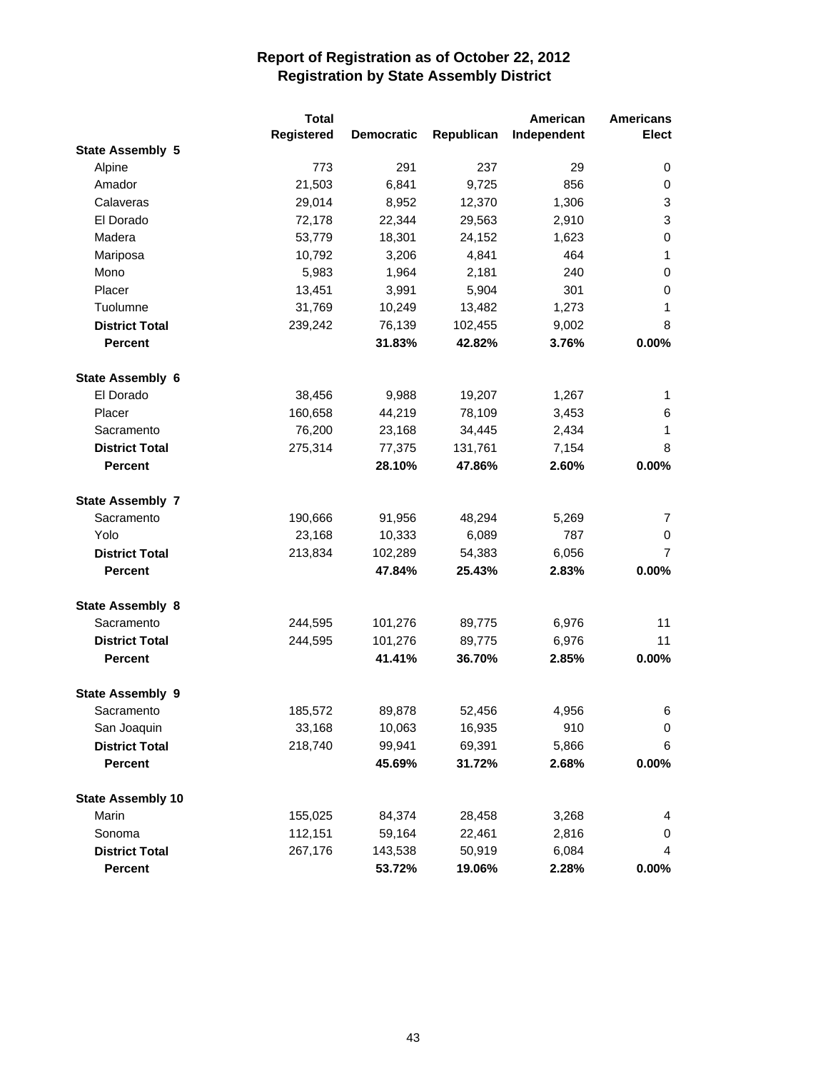# Report of Registration as of October 22, 2012
## Registration by State Assembly District

| | Total Registered | Democratic | Republican | American Independent | Americans Elect |
|---|---|---|---|---|---|
| **State Assembly 5** | | | | | |
| Alpine | 773 | 291 | 237 | 29 | 0 |
| Amador | 21,503 | 6,841 | 9,725 | 856 | 0 |
| Calaveras | 29,014 | 8,952 | 12,370 | 1,306 | 3 |
| El Dorado | 72,178 | 22,344 | 29,563 | 2,910 | 3 |
| Madera | 53,779 | 18,301 | 24,152 | 1,623 | 0 |
| Mariposa | 10,792 | 3,206 | 4,841 | 464 | 1 |
| Mono | 5,983 | 1,964 | 2,181 | 240 | 0 |
| Placer | 13,451 | 3,991 | 5,904 | 301 | 0 |
| Tuolumne | 31,769 | 10,249 | 13,482 | 1,273 | 1 |
| **District Total** | 239,242 | 76,139 | 102,455 | 9,002 | 8 |
| **Percent** | | **31.83%** | **42.82%** | **3.76%** | **0.00%** |
| **State Assembly 6** | | | | | |
| El Dorado | 38,456 | 9,988 | 19,207 | 1,267 | 1 |
| Placer | 160,658 | 44,219 | 78,109 | 3,453 | 6 |
| Sacramento | 76,200 | 23,168 | 34,445 | 2,434 | 1 |
| **District Total** | 275,314 | 77,375 | 131,761 | 7,154 | 8 |
| **Percent** | | **28.10%** | **47.86%** | **2.60%** | **0.00%** |
| **State Assembly 7** | | | | | |
| Sacramento | 190,666 | 91,956 | 48,294 | 5,269 | 7 |
| Yolo | 23,168 | 10,333 | 6,089 | 787 | 0 |
| **District Total** | 213,834 | 102,289 | 54,383 | 6,056 | 7 |
| **Percent** | | **47.84%** | **25.43%** | **2.83%** | **0.00%** |
| **State Assembly 8** | | | | | |
| Sacramento | 244,595 | 101,276 | 89,775 | 6,976 | 11 |
| **District Total** | 244,595 | 101,276 | 89,775 | 6,976 | 11 |
| **Percent** | | **41.41%** | **36.70%** | **2.85%** | **0.00%** |
| **State Assembly 9** | | | | | |
| Sacramento | 185,572 | 89,878 | 52,456 | 4,956 | 6 |
| San Joaquin | 33,168 | 10,063 | 16,935 | 910 | 0 |
| **District Total** | 218,740 | 99,941 | 69,391 | 5,866 | 6 |
| **Percent** | | **45.69%** | **31.72%** | **2.68%** | **0.00%** |
| **State Assembly 10** | | | | | |
| Marin | 155,025 | 84,374 | 28,458 | 3,268 | 4 |
| Sonoma | 112,151 | 59,164 | 22,461 | 2,816 | 0 |
| **District Total** | 267,176 | 143,538 | 50,919 | 6,084 | 4 |
| **Percent** | | **53.72%** | **19.06%** | **2.28%** | **0.00%** |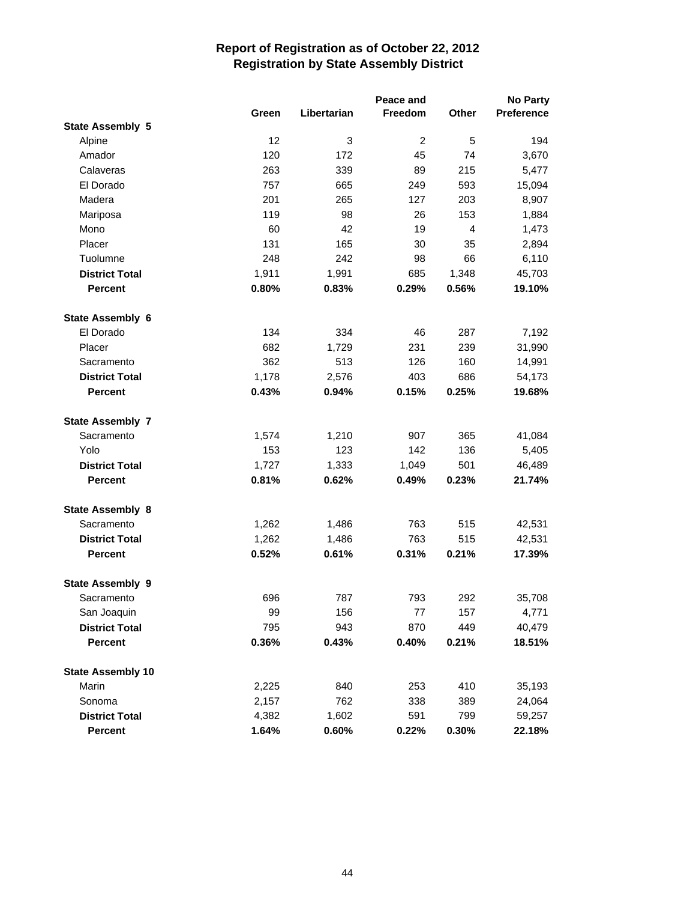# Report of Registration as of October 22, 2012
## Registration by State Assembly District

| | Green | Libertarian | Peace and Freedom | Other | No Party Preference |
|---|---|---|---|---|---|
| **State Assembly 5** | | | | | |
| Alpine | 12 | 3 | 2 | 5 | 194 |
| Amador | 120 | 172 | 45 | 74 | 3,670 |
| Calaveras | 263 | 339 | 89 | 215 | 5,477 |
| El Dorado | 757 | 665 | 249 | 593 | 15,094 |
| Madera | 201 | 265 | 127 | 203 | 8,907 |
| Mariposa | 119 | 98 | 26 | 153 | 1,884 |
| Mono | 60 | 42 | 19 | 4 | 1,473 |
| Placer | 131 | 165 | 30 | 35 | 2,894 |
| Tuolumne | 248 | 242 | 98 | 66 | 6,110 |
| **District Total** | **1,911** | **1,991** | **685** | **1,348** | **45,703** |
| **Percent** | **0.80%** | **0.83%** | **0.29%** | **0.56%** | **19.10%** |
| **State Assembly 6** | | | | | |
| El Dorado | 134 | 334 | 46 | 287 | 7,192 |
| Placer | 682 | 1,729 | 231 | 239 | 31,990 |
| Sacramento | 362 | 513 | 126 | 160 | 14,991 |
| **District Total** | **1,178** | **2,576** | **403** | **686** | **54,173** |
| **Percent** | **0.43%** | **0.94%** | **0.15%** | **0.25%** | **19.68%** |
| **State Assembly 7** | | | | | |
| Sacramento | 1,574 | 1,210 | 907 | 365 | 41,084 |
| Yolo | 153 | 123 | 142 | 136 | 5,405 |
| **District Total** | **1,727** | **1,333** | **1,049** | **501** | **46,489** |
| **Percent** | **0.81%** | **0.62%** | **0.49%** | **0.23%** | **21.74%** |
| **State Assembly 8** | | | | | |
| Sacramento | 1,262 | 1,486 | 763 | 515 | 42,531 |
| **District Total** | **1,262** | **1,486** | **763** | **515** | **42,531** |
| **Percent** | **0.52%** | **0.61%** | **0.31%** | **0.21%** | **17.39%** |
| **State Assembly 9** | | | | | |
| Sacramento | 696 | 787 | 793 | 292 | 35,708 |
| San Joaquin | 99 | 156 | 77 | 157 | 4,771 |
| **District Total** | **795** | **943** | **870** | **449** | **40,479** |
| **Percent** | **0.36%** | **0.43%** | **0.40%** | **0.21%** | **18.51%** |
| **State Assembly 10** | | | | | |
| Marin | 2,225 | 840 | 253 | 410 | 35,193 |
| Sonoma | 2,157 | 762 | 338 | 389 | 24,064 |
| **District Total** | **4,382** | **1,602** | **591** | **799** | **59,257** |
| **Percent** | **1.64%** | **0.60%** | **0.22%** | **0.30%** | **22.18%** |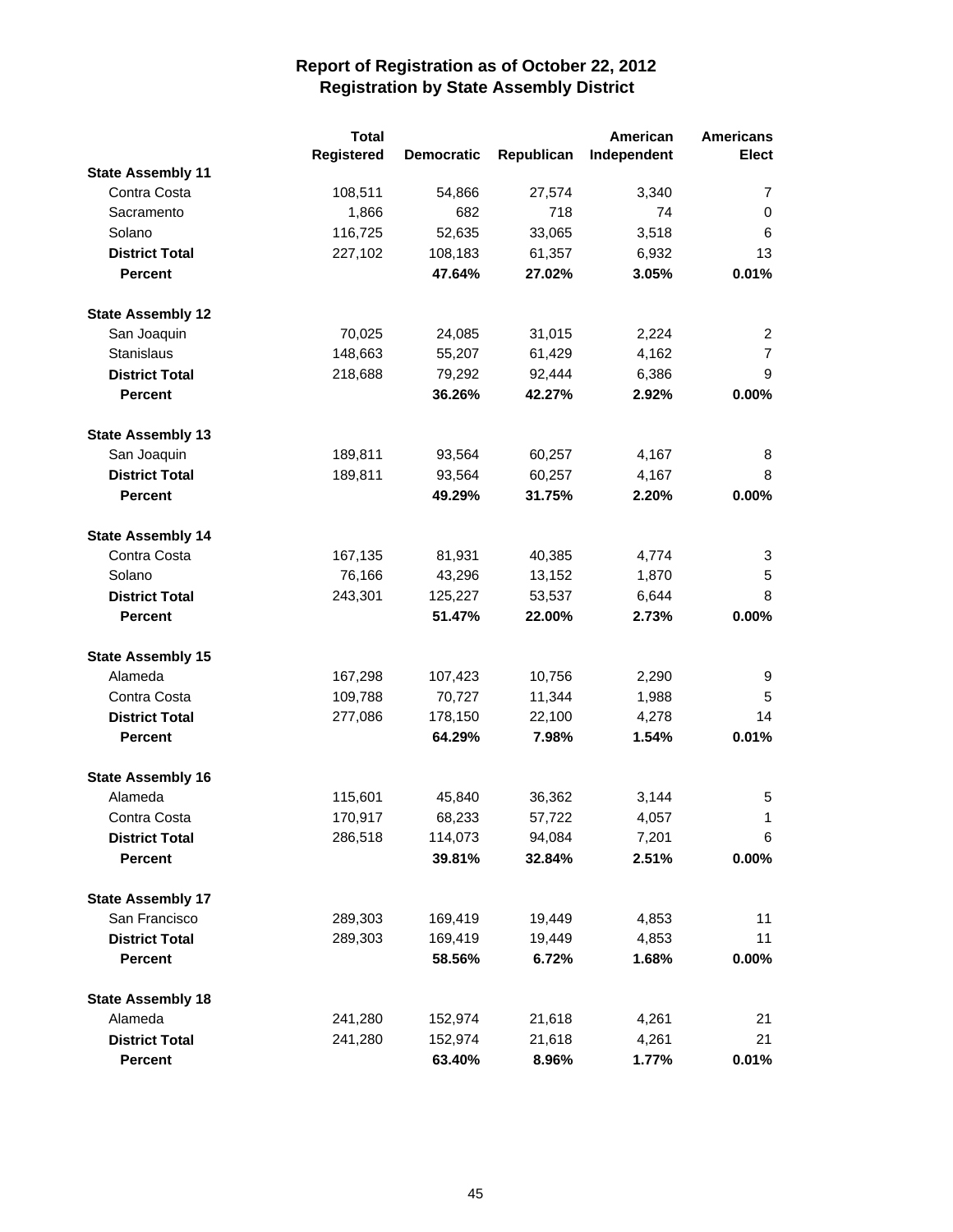# Report of Registration as of October 22, 2012
## Registration by State Assembly District

| | Total Registered | Democratic | Republican | American Independent | Americans Elect |
|---|---|---|---|---|---|
| **State Assembly 11** | | | | | |
| Contra Costa | 108,511 | 54,866 | 27,574 | 3,340 | 7 |
| Sacramento | 1,866 | 682 | 718 | 74 | 0 |
| Solano | 116,725 | 52,635 | 33,065 | 3,518 | 6 |
| **District Total** | 227,102 | 108,183 | 61,357 | 6,932 | 13 |
| **Percent** | | **47.64%** | **27.02%** | **3.05%** | **0.01%** |
| **State Assembly 12** | | | | | |
| San Joaquin | 70,025 | 24,085 | 31,015 | 2,224 | 2 |
| Stanislaus | 148,663 | 55,207 | 61,429 | 4,162 | 7 |
| **District Total** | 218,688 | 79,292 | 92,444 | 6,386 | 9 |
| **Percent** | | **36.26%** | **42.27%** | **2.92%** | **0.00%** |
| **State Assembly 13** | | | | | |
| San Joaquin | 189,811 | 93,564 | 60,257 | 4,167 | 8 |
| **District Total** | 189,811 | 93,564 | 60,257 | 4,167 | 8 |
| **Percent** | | **49.29%** | **31.75%** | **2.20%** | **0.00%** |
| **State Assembly 14** | | | | | |
| Contra Costa | 167,135 | 81,931 | 40,385 | 4,774 | 3 |
| Solano | 76,166 | 43,296 | 13,152 | 1,870 | 5 |
| **District Total** | 243,301 | 125,227 | 53,537 | 6,644 | 8 |
| **Percent** | | **51.47%** | **22.00%** | **2.73%** | **0.00%** |
| **State Assembly 15** | | | | | |
| Alameda | 167,298 | 107,423 | 10,756 | 2,290 | 9 |
| Contra Costa | 109,788 | 70,727 | 11,344 | 1,988 | 5 |
| **District Total** | 277,086 | 178,150 | 22,100 | 4,278 | 14 |
| **Percent** | | **64.29%** | **7.98%** | **1.54%** | **0.01%** |
| **State Assembly 16** | | | | | |
| Alameda | 115,601 | 45,840 | 36,362 | 3,144 | 5 |
| Contra Costa | 170,917 | 68,233 | 57,722 | 4,057 | 1 |
| **District Total** | 286,518 | 114,073 | 94,084 | 7,201 | 6 |
| **Percent** | | **39.81%** | **32.84%** | **2.51%** | **0.00%** |
| **State Assembly 17** | | | | | |
| San Francisco | 289,303 | 169,419 | 19,449 | 4,853 | 11 |
| **District Total** | 289,303 | 169,419 | 19,449 | 4,853 | 11 |
| **Percent** | | **58.56%** | **6.72%** | **1.68%** | **0.00%** |
| **State Assembly 18** | | | | | |
| Alameda | 241,280 | 152,974 | 21,618 | 4,261 | 21 |
| **District Total** | 241,280 | 152,974 | 21,618 | 4,261 | 21 |
| **Percent** | | **63.40%** | **8.96%** | **1.77%** | **0.01%** |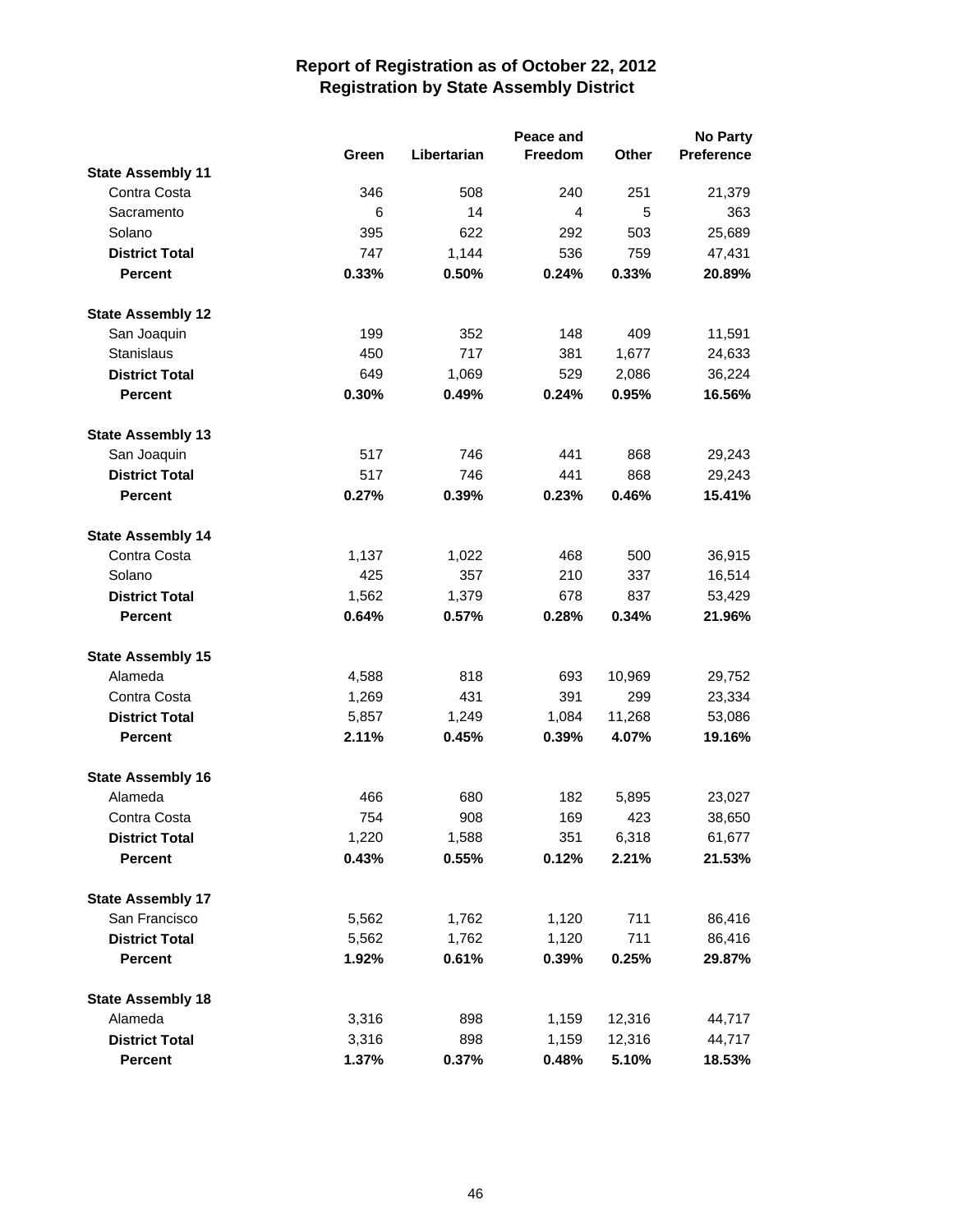# Report of Registration as of October 22, 2012
## Registration by State Assembly District

| | Green | Libertarian | Peace and Freedom | Other | No Party Preference |
|---|---|---|---|---|---|
| **State Assembly 11** | | | | | |
| Contra Costa | 346 | 508 | 240 | 251 | 21,379 |
| Sacramento | 6 | 14 | 4 | 5 | 363 |
| Solano | 395 | 622 | 292 | 503 | 25,689 |
| **District Total** | 747 | 1,144 | 536 | 759 | 47,431 |
| **Percent** | **0.33%** | **0.50%** | **0.24%** | **0.33%** | **20.89%** |
| **State Assembly 12** | | | | | |
| San Joaquin | 199 | 352 | 148 | 409 | 11,591 |
| Stanislaus | 450 | 717 | 381 | 1,677 | 24,633 |
| **District Total** | 649 | 1,069 | 529 | 2,086 | 36,224 |
| **Percent** | **0.30%** | **0.49%** | **0.24%** | **0.95%** | **16.56%** |
| **State Assembly 13** | | | | | |
| San Joaquin | 517 | 746 | 441 | 868 | 29,243 |
| **District Total** | 517 | 746 | 441 | 868 | 29,243 |
| **Percent** | **0.27%** | **0.39%** | **0.23%** | **0.46%** | **15.41%** |
| **State Assembly 14** | | | | | |
| Contra Costa | 1,137 | 1,022 | 468 | 500 | 36,915 |
| Solano | 425 | 357 | 210 | 337 | 16,514 |
| **District Total** | 1,562 | 1,379 | 678 | 837 | 53,429 |
| **Percent** | **0.64%** | **0.57%** | **0.28%** | **0.34%** | **21.96%** |
| **State Assembly 15** | | | | | |
| Alameda | 4,588 | 818 | 693 | 10,969 | 29,752 |
| Contra Costa | 1,269 | 431 | 391 | 299 | 23,334 |
| **District Total** | 5,857 | 1,249 | 1,084 | 11,268 | 53,086 |
| **Percent** | **2.11%** | **0.45%** | **0.39%** | **4.07%** | **19.16%** |
| **State Assembly 16** | | | | | |
| Alameda | 466 | 680 | 182 | 5,895 | 23,027 |
| Contra Costa | 754 | 908 | 169 | 423 | 38,650 |
| **District Total** | 1,220 | 1,588 | 351 | 6,318 | 61,677 |
| **Percent** | **0.43%** | **0.55%** | **0.12%** | **2.21%** | **21.53%** |
| **State Assembly 17** | | | | | |
| San Francisco | 5,562 | 1,762 | 1,120 | 711 | 86,416 |
| **District Total** | 5,562 | 1,762 | 1,120 | 711 | 86,416 |
| **Percent** | **1.92%** | **0.61%** | **0.39%** | **0.25%** | **29.87%** |
| **State Assembly 18** | | | | | |
| Alameda | 3,316 | 898 | 1,159 | 12,316 | 44,717 |
| **District Total** | 3,316 | 898 | 1,159 | 12,316 | 44,717 |
| **Percent** | **1.37%** | **0.37%** | **0.48%** | **5.10%** | **18.53%** |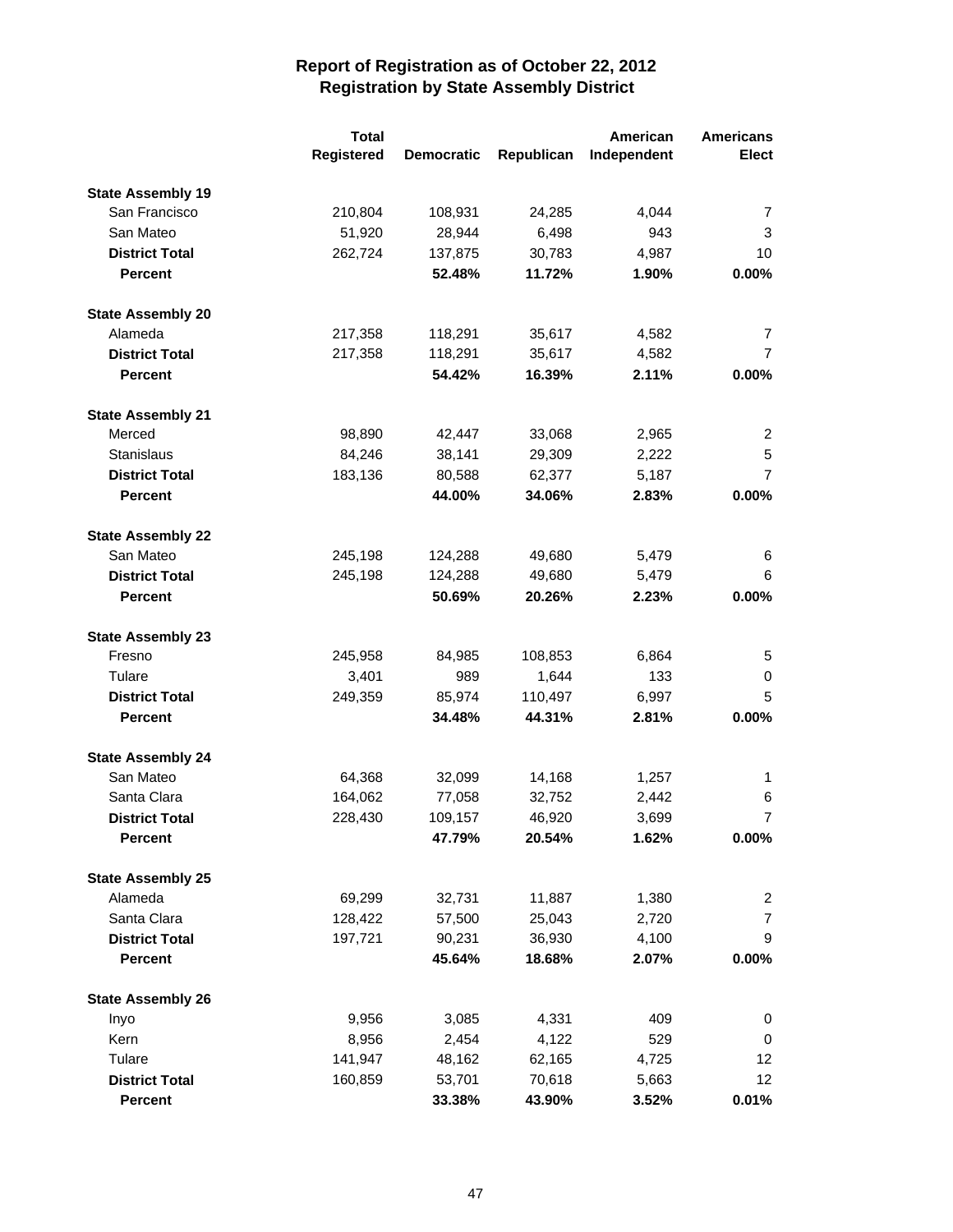# Report of Registration as of October 22, 2012
## Registration by State Assembly District

| | Total Registered | Democratic | Republican | American Independent | Americans Elect |
|---|---|---|---|---|---|
| **State Assembly 19** | | | | | |
| San Francisco | 210,804 | 108,931 | 24,285 | 4,044 | 7 |
| San Mateo | 51,920 | 28,944 | 6,498 | 943 | 3 |
| **District Total** | 262,724 | 137,875 | 30,783 | 4,987 | 10 |
| **Percent** | | **52.48%** | **11.72%** | **1.90%** | **0.00%** |
| **State Assembly 20** | | | | | |
| Alameda | 217,358 | 118,291 | 35,617 | 4,582 | 7 |
| **District Total** | 217,358 | 118,291 | 35,617 | 4,582 | 7 |
| **Percent** | | **54.42%** | **16.39%** | **2.11%** | **0.00%** |
| **State Assembly 21** | | | | | |
| Merced | 98,890 | 42,447 | 33,068 | 2,965 | 2 |
| Stanislaus | 84,246 | 38,141 | 29,309 | 2,222 | 5 |
| **District Total** | 183,136 | 80,588 | 62,377 | 5,187 | 7 |
| **Percent** | | **44.00%** | **34.06%** | **2.83%** | **0.00%** |
| **State Assembly 22** | | | | | |
| San Mateo | 245,198 | 124,288 | 49,680 | 5,479 | 6 |
| **District Total** | 245,198 | 124,288 | 49,680 | 5,479 | 6 |
| **Percent** | | **50.69%** | **20.26%** | **2.23%** | **0.00%** |
| **State Assembly 23** | | | | | |
| Fresno | 245,958 | 84,985 | 108,853 | 6,864 | 5 |
| Tulare | 3,401 | 989 | 1,644 | 133 | 0 |
| **District Total** | 249,359 | 85,974 | 110,497 | 6,997 | 5 |
| **Percent** | | **34.48%** | **44.31%** | **2.81%** | **0.00%** |
| **State Assembly 24** | | | | | |
| San Mateo | 64,368 | 32,099 | 14,168 | 1,257 | 1 |
| Santa Clara | 164,062 | 77,058 | 32,752 | 2,442 | 6 |
| **District Total** | 228,430 | 109,157 | 46,920 | 3,699 | 7 |
| **Percent** | | **47.79%** | **20.54%** | **1.62%** | **0.00%** |
| **State Assembly 25** | | | | | |
| Alameda | 69,299 | 32,731 | 11,887 | 1,380 | 2 |
| Santa Clara | 128,422 | 57,500 | 25,043 | 2,720 | 7 |
| **District Total** | 197,721 | 90,231 | 36,930 | 4,100 | 9 |
| **Percent** | | **45.64%** | **18.68%** | **2.07%** | **0.00%** |
| **State Assembly 26** | | | | | |
| Inyo | 9,956 | 3,085 | 4,331 | 409 | 0 |
| Kern | 8,956 | 2,454 | 4,122 | 529 | 0 |
| Tulare | 141,947 | 48,162 | 62,165 | 4,725 | 12 |
| **District Total** | 160,859 | 53,701 | 70,618 | 5,663 | 12 |
| **Percent** | | **33.38%** | **43.90%** | **3.52%** | **0.01%** |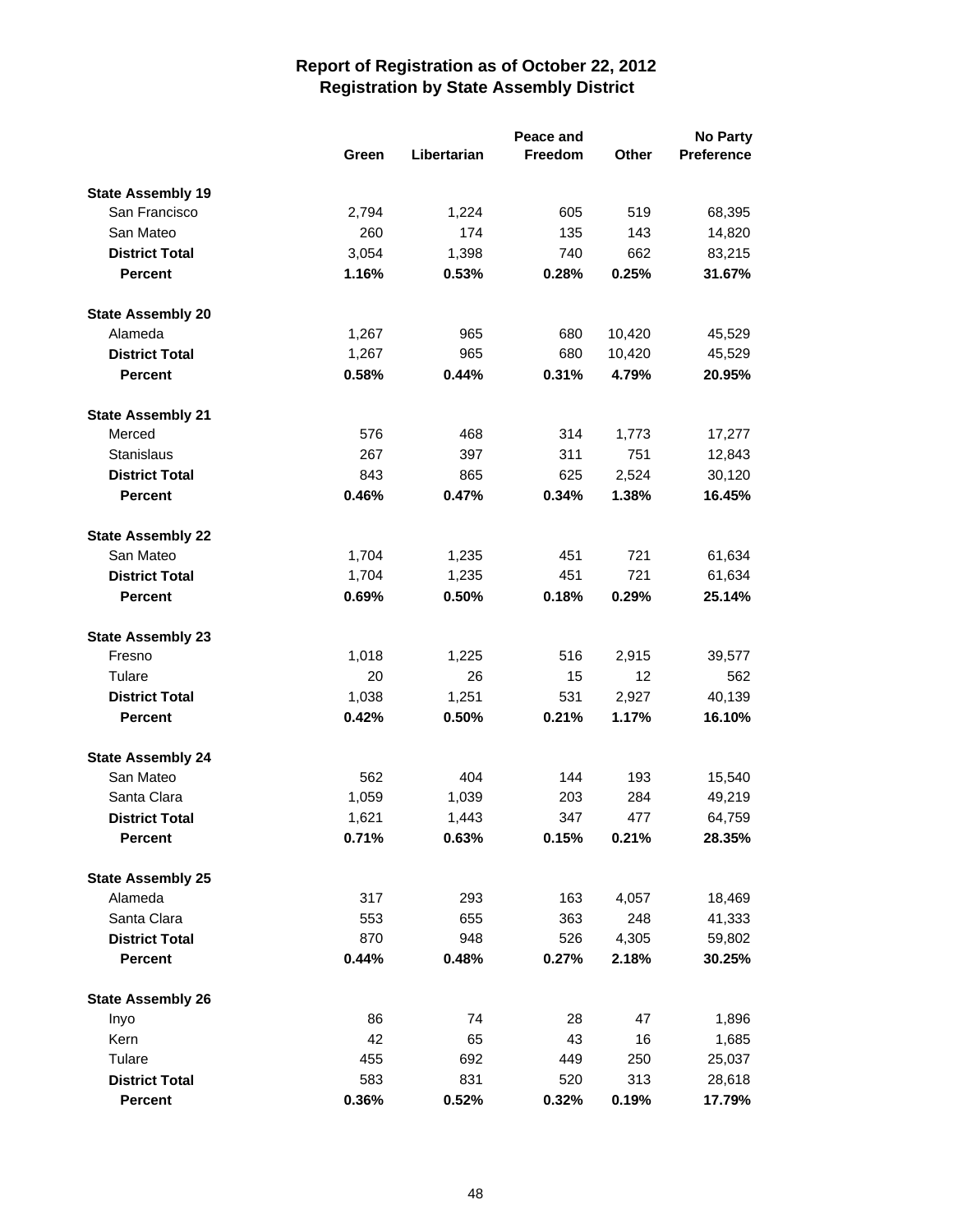# Report of Registration as of October 22, 2012
## Registration by State Assembly District

| | Green | Libertarian | Peace and Freedom | Other | No Party Preference |
|---|---|---|---|---|---|
| **State Assembly 19** | | | | | |
| San Francisco | 2,794 | 1,224 | 605 | 519 | 68,395 |
| San Mateo | 260 | 174 | 135 | 143 | 14,820 |
| **District Total** | 3,054 | 1,398 | 740 | 662 | 83,215 |
| **Percent** | **1.16%** | **0.53%** | **0.28%** | **0.25%** | **31.67%** |
| **State Assembly 20** | | | | | |
| Alameda | 1,267 | 965 | 680 | 10,420 | 45,529 |
| **District Total** | 1,267 | 965 | 680 | 10,420 | 45,529 |
| **Percent** | **0.58%** | **0.44%** | **0.31%** | **4.79%** | **20.95%** |
| **State Assembly 21** | | | | | |
| Merced | 576 | 468 | 314 | 1,773 | 17,277 |
| Stanislaus | 267 | 397 | 311 | 751 | 12,843 |
| **District Total** | 843 | 865 | 625 | 2,524 | 30,120 |
| **Percent** | **0.46%** | **0.47%** | **0.34%** | **1.38%** | **16.45%** |
| **State Assembly 22** | | | | | |
| San Mateo | 1,704 | 1,235 | 451 | 721 | 61,634 |
| **District Total** | 1,704 | 1,235 | 451 | 721 | 61,634 |
| **Percent** | **0.69%** | **0.50%** | **0.18%** | **0.29%** | **25.14%** |
| **State Assembly 23** | | | | | |
| Fresno | 1,018 | 1,225 | 516 | 2,915 | 39,577 |
| Tulare | 20 | 26 | 15 | 12 | 562 |
| **District Total** | 1,038 | 1,251 | 531 | 2,927 | 40,139 |
| **Percent** | **0.42%** | **0.50%** | **0.21%** | **1.17%** | **16.10%** |
| **State Assembly 24** | | | | | |
| San Mateo | 562 | 404 | 144 | 193 | 15,540 |
| Santa Clara | 1,059 | 1,039 | 203 | 284 | 49,219 |
| **District Total** | 1,621 | 1,443 | 347 | 477 | 64,759 |
| **Percent** | **0.71%** | **0.63%** | **0.15%** | **0.21%** | **28.35%** |
| **State Assembly 25** | | | | | |
| Alameda | 317 | 293 | 163 | 4,057 | 18,469 |
| Santa Clara | 553 | 655 | 363 | 248 | 41,333 |
| **District Total** | 870 | 948 | 526 | 4,305 | 59,802 |
| **Percent** | **0.44%** | **0.48%** | **0.27%** | **2.18%** | **30.25%** |
| **State Assembly 26** | | | | | |
| Inyo | 86 | 74 | 28 | 47 | 1,896 |
| Kern | 42 | 65 | 43 | 16 | 1,685 |
| Tulare | 455 | 692 | 449 | 250 | 25,037 |
| **District Total** | 583 | 831 | 520 | 313 | 28,618 |
| **Percent** | **0.36%** | **0.52%** | **0.32%** | **0.19%** | **17.79%** |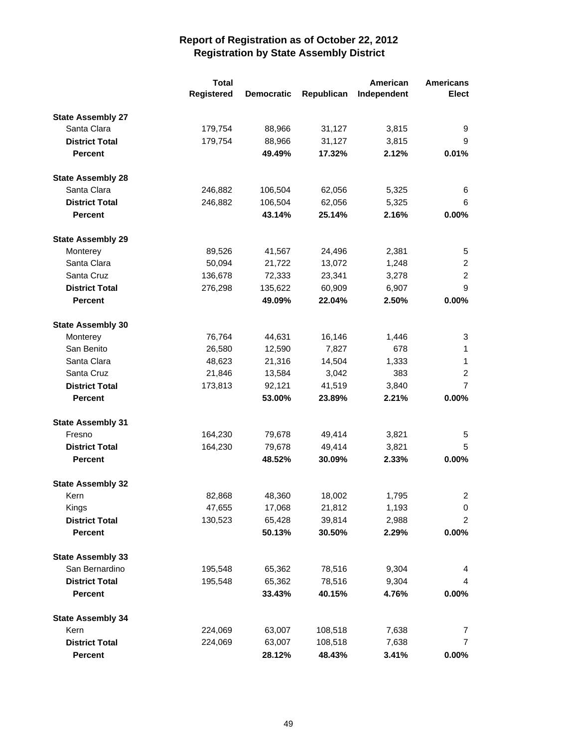# Report of Registration as of October 22, 2012
## Registration by State Assembly District

| | Total Registered | Democratic | Republican | American Independent | Americans Elect |
|---|---|---|---|---|---|
| **State Assembly 27** | | | | | |
| Santa Clara | 179,754 | 88,966 | 31,127 | 3,815 | 9 |
| **District Total** | 179,754 | 88,966 | 31,127 | 3,815 | 9 |
| **Percent** | | **49.49%** | **17.32%** | **2.12%** | **0.01%** |
| **State Assembly 28** | | | | | |
| Santa Clara | 246,882 | 106,504 | 62,056 | 5,325 | 6 |
| **District Total** | 246,882 | 106,504 | 62,056 | 5,325 | 6 |
| **Percent** | | **43.14%** | **25.14%** | **2.16%** | **0.00%** |
| **State Assembly 29** | | | | | |
| Monterey | 89,526 | 41,567 | 24,496 | 2,381 | 5 |
| Santa Clara | 50,094 | 21,722 | 13,072 | 1,248 | 2 |
| Santa Cruz | 136,678 | 72,333 | 23,341 | 3,278 | 2 |
| **District Total** | 276,298 | 135,622 | 60,909 | 6,907 | 9 |
| **Percent** | | **49.09%** | **22.04%** | **2.50%** | **0.00%** |
| **State Assembly 30** | | | | | |
| Monterey | 76,764 | 44,631 | 16,146 | 1,446 | 3 |
| San Benito | 26,580 | 12,590 | 7,827 | 678 | 1 |
| Santa Clara | 48,623 | 21,316 | 14,504 | 1,333 | 1 |
| Santa Cruz | 21,846 | 13,584 | 3,042 | 383 | 2 |
| **District Total** | 173,813 | 92,121 | 41,519 | 3,840 | 7 |
| **Percent** | | **53.00%** | **23.89%** | **2.21%** | **0.00%** |
| **State Assembly 31** | | | | | |
| Fresno | 164,230 | 79,678 | 49,414 | 3,821 | 5 |
| **District Total** | 164,230 | 79,678 | 49,414 | 3,821 | 5 |
| **Percent** | | **48.52%** | **30.09%** | **2.33%** | **0.00%** |
| **State Assembly 32** | | | | | |
| Kern | 82,868 | 48,360 | 18,002 | 1,795 | 2 |
| Kings | 47,655 | 17,068 | 21,812 | 1,193 | 0 |
| **District Total** | 130,523 | 65,428 | 39,814 | 2,988 | 2 |
| **Percent** | | **50.13%** | **30.50%** | **2.29%** | **0.00%** |
| **State Assembly 33** | | | | | |
| San Bernardino | 195,548 | 65,362 | 78,516 | 9,304 | 4 |
| **District Total** | 195,548 | 65,362 | 78,516 | 9,304 | 4 |
| **Percent** | | **33.43%** | **40.15%** | **4.76%** | **0.00%** |
| **State Assembly 34** | | | | | |
| Kern | 224,069 | 63,007 | 108,518 | 7,638 | 7 |
| **District Total** | 224,069 | 63,007 | 108,518 | 7,638 | 7 |
| **Percent** | | **28.12%** | **48.43%** | **3.41%** | **0.00%** |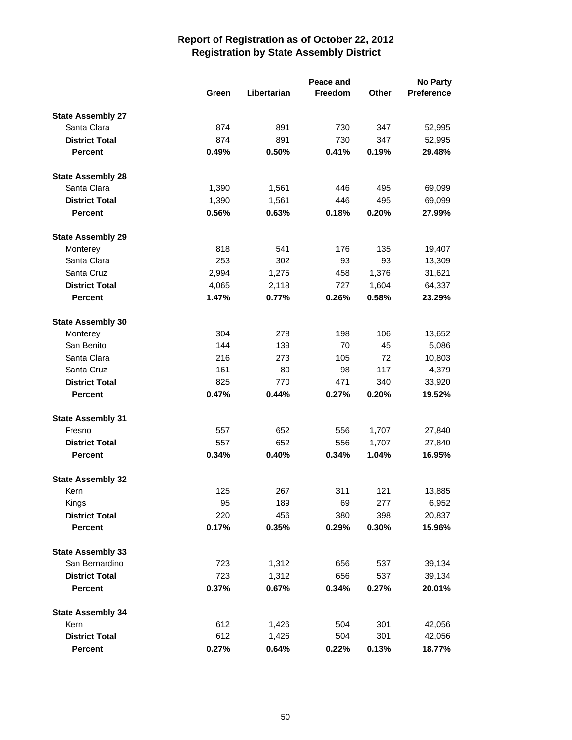# Report of Registration as of October 22, 2012
## Registration by State Assembly District

| | Green | Libertarian | Peace and Freedom | Other | No Party Preference |
|---|---|---|---|---|---|
| **State Assembly 27** | | | | | |
| Santa Clara | 874 | 891 | 730 | 347 | 52,995 |
| **District Total** | 874 | 891 | 730 | 347 | 52,995 |
| **Percent** | **0.49%** | **0.50%** | **0.41%** | **0.19%** | **29.48%** |
| **State Assembly 28** | | | | | |
| Santa Clara | 1,390 | 1,561 | 446 | 495 | 69,099 |
| **District Total** | 1,390 | 1,561 | 446 | 495 | 69,099 |
| **Percent** | **0.56%** | **0.63%** | **0.18%** | **0.20%** | **27.99%** |
| **State Assembly 29** | | | | | |
| Monterey | 818 | 541 | 176 | 135 | 19,407 |
| Santa Clara | 253 | 302 | 93 | 93 | 13,309 |
| Santa Cruz | 2,994 | 1,275 | 458 | 1,376 | 31,621 |
| **District Total** | 4,065 | 2,118 | 727 | 1,604 | 64,337 |
| **Percent** | **1.47%** | **0.77%** | **0.26%** | **0.58%** | **23.29%** |
| **State Assembly 30** | | | | | |
| Monterey | 304 | 278 | 198 | 106 | 13,652 |
| San Benito | 144 | 139 | 70 | 45 | 5,086 |
| Santa Clara | 216 | 273 | 105 | 72 | 10,803 |
| Santa Cruz | 161 | 80 | 98 | 117 | 4,379 |
| **District Total** | 825 | 770 | 471 | 340 | 33,920 |
| **Percent** | **0.47%** | **0.44%** | **0.27%** | **0.20%** | **19.52%** |
| **State Assembly 31** | | | | | |
| Fresno | 557 | 652 | 556 | 1,707 | 27,840 |
| **District Total** | 557 | 652 | 556 | 1,707 | 27,840 |
| **Percent** | **0.34%** | **0.40%** | **0.34%** | **1.04%** | **16.95%** |
| **State Assembly 32** | | | | | |
| Kern | 125 | 267 | 311 | 121 | 13,885 |
| Kings | 95 | 189 | 69 | 277 | 6,952 |
| **District Total** | 220 | 456 | 380 | 398 | 20,837 |
| **Percent** | **0.17%** | **0.35%** | **0.29%** | **0.30%** | **15.96%** |
| **State Assembly 33** | | | | | |
| San Bernardino | 723 | 1,312 | 656 | 537 | 39,134 |
| **District Total** | 723 | 1,312 | 656 | 537 | 39,134 |
| **Percent** | **0.37%** | **0.67%** | **0.34%** | **0.27%** | **20.01%** |
| **State Assembly 34** | | | | | |
| Kern | 612 | 1,426 | 504 | 301 | 42,056 |
| **District Total** | 612 | 1,426 | 504 | 301 | 42,056 |
| **Percent** | **0.27%** | **0.64%** | **0.22%** | **0.13%** | **18.77%** |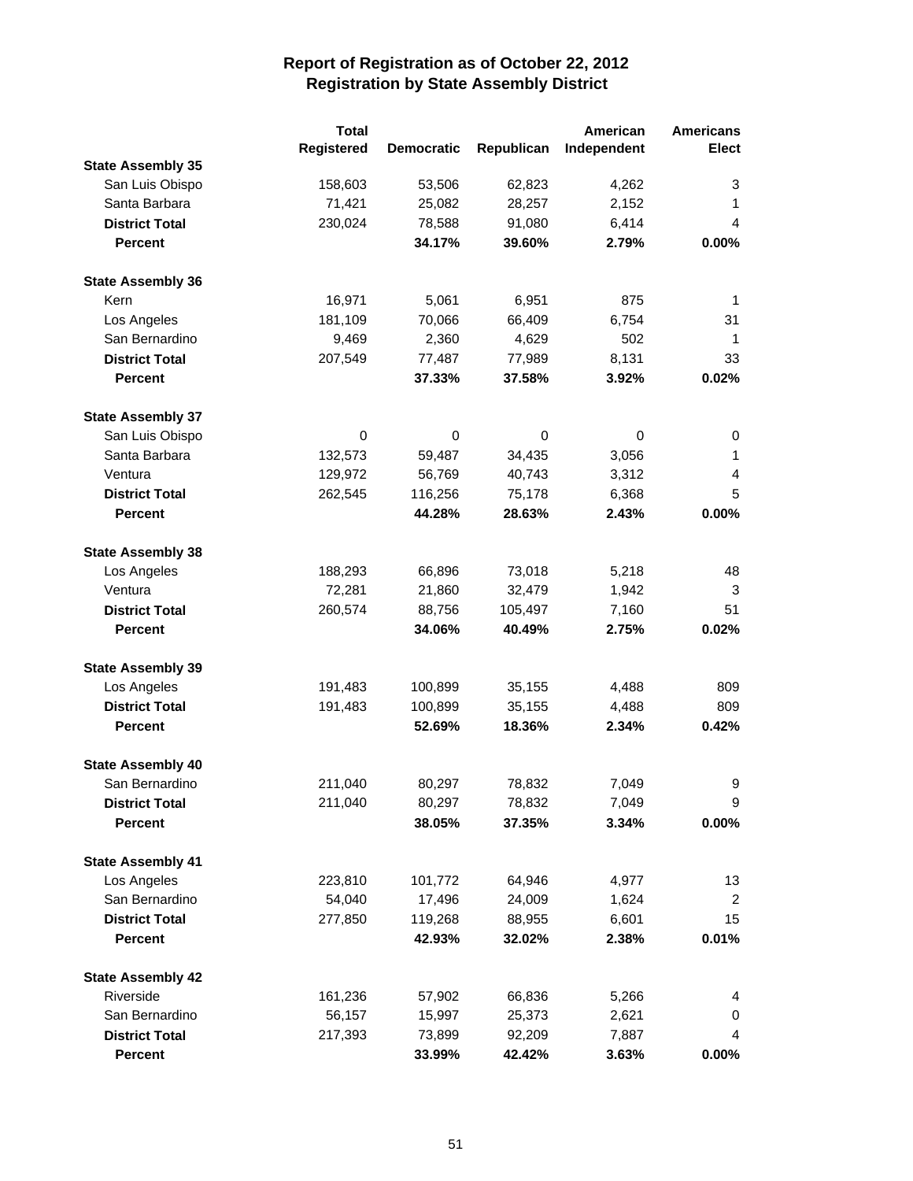# Report of Registration as of October 22, 2012
## Registration by State Assembly District

| | Total Registered | Democratic | Republican | American Independent | Americans Elect |
|---|---|---|---|---|---|
| **State Assembly 35** | | | | | |
| San Luis Obispo | 158,603 | 53,506 | 62,823 | 4,262 | 3 |
| Santa Barbara | 71,421 | 25,082 | 28,257 | 2,152 | 1 |
| **District Total** | 230,024 | 78,588 | 91,080 | 6,414 | 4 |
| **Percent** | | **34.17%** | **39.60%** | **2.79%** | **0.00%** |
| **State Assembly 36** | | | | | |
| Kern | 16,971 | 5,061 | 6,951 | 875 | 1 |
| Los Angeles | 181,109 | 70,066 | 66,409 | 6,754 | 31 |
| San Bernardino | 9,469 | 2,360 | 4,629 | 502 | 1 |
| **District Total** | 207,549 | 77,487 | 77,989 | 8,131 | 33 |
| **Percent** | | **37.33%** | **37.58%** | **3.92%** | **0.02%** |
| **State Assembly 37** | | | | | |
| San Luis Obispo | 0 | 0 | 0 | 0 | 0 |
| Santa Barbara | 132,573 | 59,487 | 34,435 | 3,056 | 1 |
| Ventura | 129,972 | 56,769 | 40,743 | 3,312 | 4 |
| **District Total** | 262,545 | 116,256 | 75,178 | 6,368 | 5 |
| **Percent** | | **44.28%** | **28.63%** | **2.43%** | **0.00%** |
| **State Assembly 38** | | | | | |
| Los Angeles | 188,293 | 66,896 | 73,018 | 5,218 | 48 |
| Ventura | 72,281 | 21,860 | 32,479 | 1,942 | 3 |
| **District Total** | 260,574 | 88,756 | 105,497 | 7,160 | 51 |
| **Percent** | | **34.06%** | **40.49%** | **2.75%** | **0.02%** |
| **State Assembly 39** | | | | | |
| Los Angeles | 191,483 | 100,899 | 35,155 | 4,488 | 809 |
| **District Total** | 191,483 | 100,899 | 35,155 | 4,488 | 809 |
| **Percent** | | **52.69%** | **18.36%** | **2.34%** | **0.42%** |
| **State Assembly 40** | | | | | |
| San Bernardino | 211,040 | 80,297 | 78,832 | 7,049 | 9 |
| **District Total** | 211,040 | 80,297 | 78,832 | 7,049 | 9 |
| **Percent** | | **38.05%** | **37.35%** | **3.34%** | **0.00%** |
| **State Assembly 41** | | | | | |
| Los Angeles | 223,810 | 101,772 | 64,946 | 4,977 | 13 |
| San Bernardino | 54,040 | 17,496 | 24,009 | 1,624 | 2 |
| **District Total** | 277,850 | 119,268 | 88,955 | 6,601 | 15 |
| **Percent** | | **42.93%** | **32.02%** | **2.38%** | **0.01%** |
| **State Assembly 42** | | | | | |
| Riverside | 161,236 | 57,902 | 66,836 | 5,266 | 4 |
| San Bernardino | 56,157 | 15,997 | 25,373 | 2,621 | 0 |
| **District Total** | 217,393 | 73,899 | 92,209 | 7,887 | 4 |
| **Percent** | | **33.99%** | **42.42%** | **3.63%** | **0.00%** |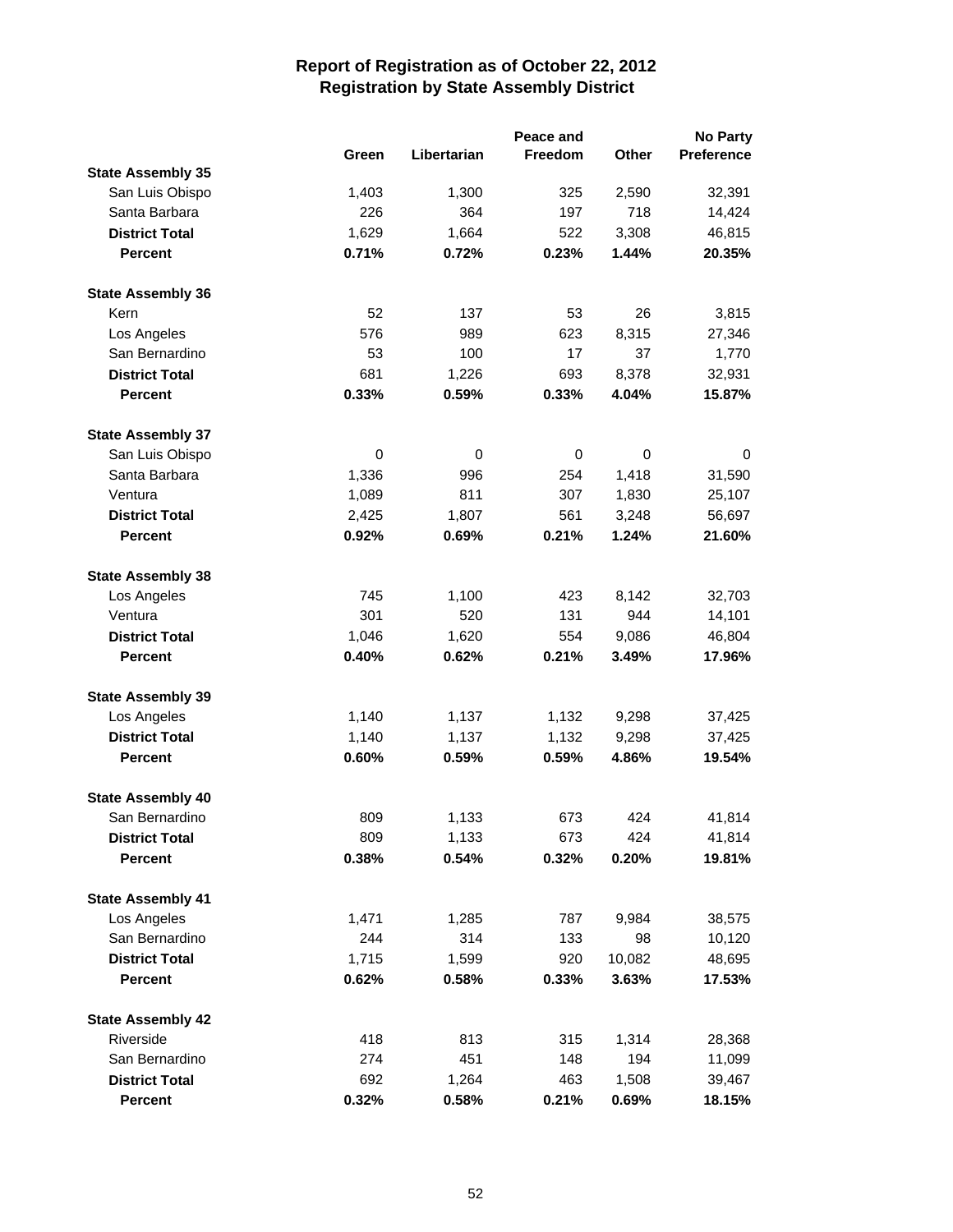# Report of Registration as of October 22, 2012
## Registration by State Assembly District

| | Green | Libertarian | Peace and Freedom | Other | No Party Preference |
|---|---|---|---|---|---|
| **State Assembly 35** | | | | | |
| San Luis Obispo | 1,403 | 1,300 | 325 | 2,590 | 32,391 |
| Santa Barbara | 226 | 364 | 197 | 718 | 14,424 |
| **District Total** | 1,629 | 1,664 | 522 | 3,308 | 46,815 |
| **Percent** | **0.71%** | **0.72%** | **0.23%** | **1.44%** | **20.35%** |
| **State Assembly 36** | | | | | |
| Kern | 52 | 137 | 53 | 26 | 3,815 |
| Los Angeles | 576 | 989 | 623 | 8,315 | 27,346 |
| San Bernardino | 53 | 100 | 17 | 37 | 1,770 |
| **District Total** | 681 | 1,226 | 693 | 8,378 | 32,931 |
| **Percent** | **0.33%** | **0.59%** | **0.33%** | **4.04%** | **15.87%** |
| **State Assembly 37** | | | | | |
| San Luis Obispo | 0 | 0 | 0 | 0 | 0 |
| Santa Barbara | 1,336 | 996 | 254 | 1,418 | 31,590 |
| Ventura | 1,089 | 811 | 307 | 1,830 | 25,107 |
| **District Total** | 2,425 | 1,807 | 561 | 3,248 | 56,697 |
| **Percent** | **0.92%** | **0.69%** | **0.21%** | **1.24%** | **21.60%** |
| **State Assembly 38** | | | | | |
| Los Angeles | 745 | 1,100 | 423 | 8,142 | 32,703 |
| Ventura | 301 | 520 | 131 | 944 | 14,101 |
| **District Total** | 1,046 | 1,620 | 554 | 9,086 | 46,804 |
| **Percent** | **0.40%** | **0.62%** | **0.21%** | **3.49%** | **17.96%** |
| **State Assembly 39** | | | | | |
| Los Angeles | 1,140 | 1,137 | 1,132 | 9,298 | 37,425 |
| **District Total** | 1,140 | 1,137 | 1,132 | 9,298 | 37,425 |
| **Percent** | **0.60%** | **0.59%** | **0.59%** | **4.86%** | **19.54%** |
| **State Assembly 40** | | | | | |
| San Bernardino | 809 | 1,133 | 673 | 424 | 41,814 |
| **District Total** | 809 | 1,133 | 673 | 424 | 41,814 |
| **Percent** | **0.38%** | **0.54%** | **0.32%** | **0.20%** | **19.81%** |
| **State Assembly 41** | | | | | |
| Los Angeles | 1,471 | 1,285 | 787 | 9,984 | 38,575 |
| San Bernardino | 244 | 314 | 133 | 98 | 10,120 |
| **District Total** | 1,715 | 1,599 | 920 | 10,082 | 48,695 |
| **Percent** | **0.62%** | **0.58%** | **0.33%** | **3.63%** | **17.53%** |
| **State Assembly 42** | | | | | |
| Riverside | 418 | 813 | 315 | 1,314 | 28,368 |
| San Bernardino | 274 | 451 | 148 | 194 | 11,099 |
| **District Total** | 692 | 1,264 | 463 | 1,508 | 39,467 |
| **Percent** | **0.32%** | **0.58%** | **0.21%** | **0.69%** | **18.15%** |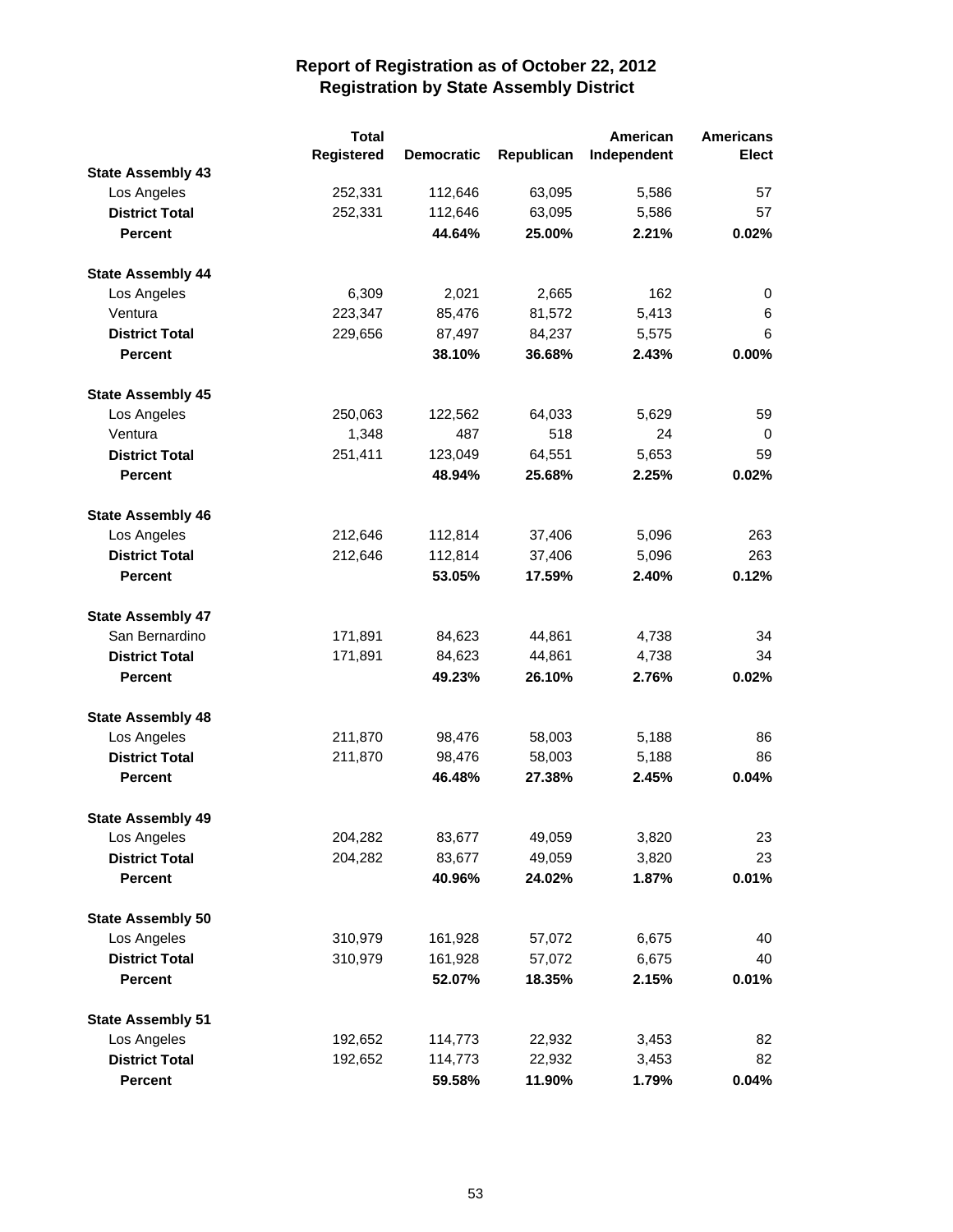# Report of Registration as of October 22, 2012
## Registration by State Assembly District

| | Total Registered | Democratic | Republican | American Independent | Americans Elect |
|---|---|---|---|---|---|
| **State Assembly 43** | | | | | |
| Los Angeles | 252,331 | 112,646 | 63,095 | 5,586 | 57 |
| **District Total** | 252,331 | 112,646 | 63,095 | 5,586 | 57 |
| **Percent** | | **44.64%** | **25.00%** | **2.21%** | **0.02%** |
| **State Assembly 44** | | | | | |
| Los Angeles | 6,309 | 2,021 | 2,665 | 162 | 0 |
| Ventura | 223,347 | 85,476 | 81,572 | 5,413 | 6 |
| **District Total** | 229,656 | 87,497 | 84,237 | 5,575 | 6 |
| **Percent** | | **38.10%** | **36.68%** | **2.43%** | **0.00%** |
| **State Assembly 45** | | | | | |
| Los Angeles | 250,063 | 122,562 | 64,033 | 5,629 | 59 |
| Ventura | 1,348 | 487 | 518 | 24 | 0 |
| **District Total** | 251,411 | 123,049 | 64,551 | 5,653 | 59 |
| **Percent** | | **48.94%** | **25.68%** | **2.25%** | **0.02%** |
| **State Assembly 46** | | | | | |
| Los Angeles | 212,646 | 112,814 | 37,406 | 5,096 | 263 |
| **District Total** | 212,646 | 112,814 | 37,406 | 5,096 | 263 |
| **Percent** | | **53.05%** | **17.59%** | **2.40%** | **0.12%** |
| **State Assembly 47** | | | | | |
| San Bernardino | 171,891 | 84,623 | 44,861 | 4,738 | 34 |
| **District Total** | 171,891 | 84,623 | 44,861 | 4,738 | 34 |
| **Percent** | | **49.23%** | **26.10%** | **2.76%** | **0.02%** |
| **State Assembly 48** | | | | | |
| Los Angeles | 211,870 | 98,476 | 58,003 | 5,188 | 86 |
| **District Total** | 211,870 | 98,476 | 58,003 | 5,188 | 86 |
| **Percent** | | **46.48%** | **27.38%** | **2.45%** | **0.04%** |
| **State Assembly 49** | | | | | |
| Los Angeles | 204,282 | 83,677 | 49,059 | 3,820 | 23 |
| **District Total** | 204,282 | 83,677 | 49,059 | 3,820 | 23 |
| **Percent** | | **40.96%** | **24.02%** | **1.87%** | **0.01%** |
| **State Assembly 50** | | | | | |
| Los Angeles | 310,979 | 161,928 | 57,072 | 6,675 | 40 |
| **District Total** | 310,979 | 161,928 | 57,072 | 6,675 | 40 |
| **Percent** | | **52.07%** | **18.35%** | **2.15%** | **0.01%** |
| **State Assembly 51** | | | | | |
| Los Angeles | 192,652 | 114,773 | 22,932 | 3,453 | 82 |
| **District Total** | 192,652 | 114,773 | 22,932 | 3,453 | 82 |
| **Percent** | | **59.58%** | **11.90%** | **1.79%** | **0.04%** |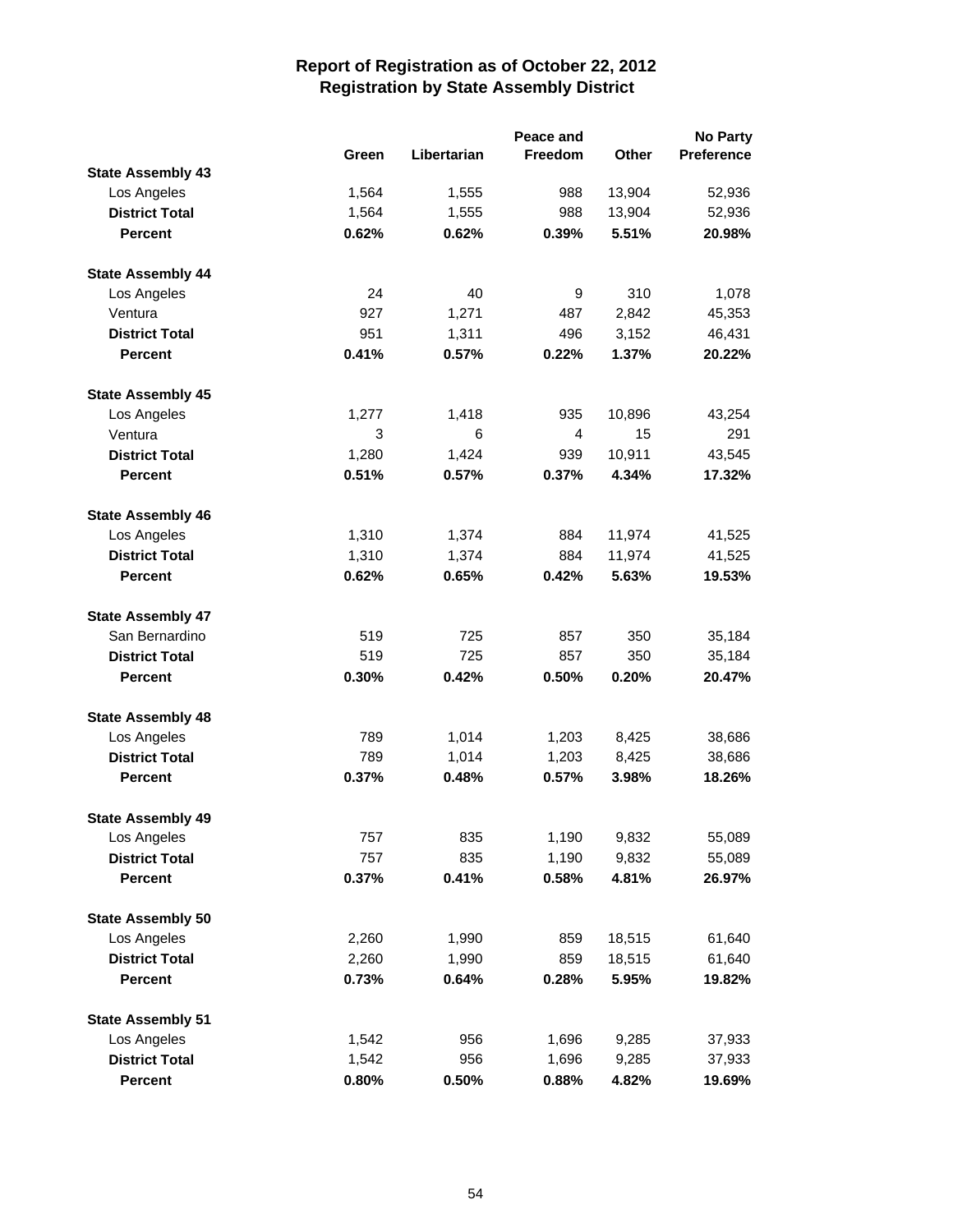# Report of Registration as of October 22, 2012
## Registration by State Assembly District

| | Green | Libertarian | Peace and Freedom | Other | No Party Preference |
|---|---|---|---|---|---|
| **State Assembly 43** | | | | | |
| Los Angeles | 1,564 | 1,555 | 988 | 13,904 | 52,936 |
| **District Total** | 1,564 | 1,555 | 988 | 13,904 | 52,936 |
| **Percent** | **0.62%** | **0.62%** | **0.39%** | **5.51%** | **20.98%** |
| **State Assembly 44** | | | | | |
| Los Angeles | 24 | 40 | 9 | 310 | 1,078 |
| Ventura | 927 | 1,271 | 487 | 2,842 | 45,353 |
| **District Total** | 951 | 1,311 | 496 | 3,152 | 46,431 |
| **Percent** | **0.41%** | **0.57%** | **0.22%** | **1.37%** | **20.22%** |
| **State Assembly 45** | | | | | |
| Los Angeles | 1,277 | 1,418 | 935 | 10,896 | 43,254 |
| Ventura | 3 | 6 | 4 | 15 | 291 |
| **District Total** | 1,280 | 1,424 | 939 | 10,911 | 43,545 |
| **Percent** | **0.51%** | **0.57%** | **0.37%** | **4.34%** | **17.32%** |
| **State Assembly 46** | | | | | |
| Los Angeles | 1,310 | 1,374 | 884 | 11,974 | 41,525 |
| **District Total** | 1,310 | 1,374 | 884 | 11,974 | 41,525 |
| **Percent** | **0.62%** | **0.65%** | **0.42%** | **5.63%** | **19.53%** |
| **State Assembly 47** | | | | | |
| San Bernardino | 519 | 725 | 857 | 350 | 35,184 |
| **District Total** | 519 | 725 | 857 | 350 | 35,184 |
| **Percent** | **0.30%** | **0.42%** | **0.50%** | **0.20%** | **20.47%** |
| **State Assembly 48** | | | | | |
| Los Angeles | 789 | 1,014 | 1,203 | 8,425 | 38,686 |
| **District Total** | 789 | 1,014 | 1,203 | 8,425 | 38,686 |
| **Percent** | **0.37%** | **0.48%** | **0.57%** | **3.98%** | **18.26%** |
| **State Assembly 49** | | | | | |
| Los Angeles | 757 | 835 | 1,190 | 9,832 | 55,089 |
| **District Total** | 757 | 835 | 1,190 | 9,832 | 55,089 |
| **Percent** | **0.37%** | **0.41%** | **0.58%** | **4.81%** | **26.97%** |
| **State Assembly 50** | | | | | |
| Los Angeles | 2,260 | 1,990 | 859 | 18,515 | 61,640 |
| **District Total** | 2,260 | 1,990 | 859 | 18,515 | 61,640 |
| **Percent** | **0.73%** | **0.64%** | **0.28%** | **5.95%** | **19.82%** |
| **State Assembly 51** | | | | | |
| Los Angeles | 1,542 | 956 | 1,696 | 9,285 | 37,933 |
| **District Total** | 1,542 | 956 | 1,696 | 9,285 | 37,933 |
| **Percent** | **0.80%** | **0.50%** | **0.88%** | **4.82%** | **19.69%** |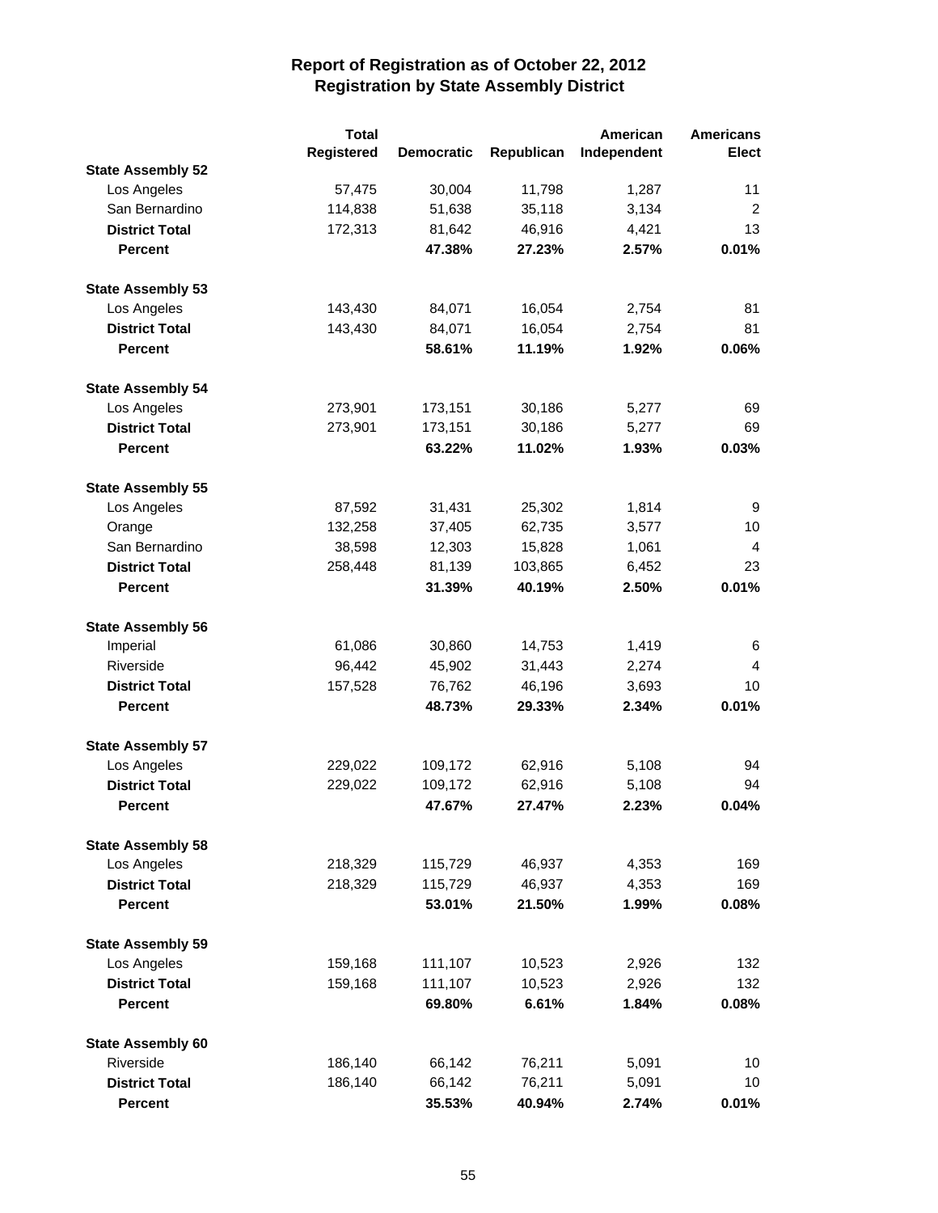# Report of Registration as of October 22, 2012
## Registration by State Assembly District

| | Total Registered | Democratic | Republican | American Independent | Americans Elect |
|---|---|---|---|---|---|
| **State Assembly 52** | | | | | |
| Los Angeles | 57,475 | 30,004 | 11,798 | 1,287 | 11 |
| San Bernardino | 114,838 | 51,638 | 35,118 | 3,134 | 2 |
| **District Total** | 172,313 | 81,642 | 46,916 | 4,421 | 13 |
| **Percent** | | **47.38%** | **27.23%** | **2.57%** | **0.01%** |
| **State Assembly 53** | | | | | |
| Los Angeles | 143,430 | 84,071 | 16,054 | 2,754 | 81 |
| **District Total** | 143,430 | 84,071 | 16,054 | 2,754 | 81 |
| **Percent** | | **58.61%** | **11.19%** | **1.92%** | **0.06%** |
| **State Assembly 54** | | | | | |
| Los Angeles | 273,901 | 173,151 | 30,186 | 5,277 | 69 |
| **District Total** | 273,901 | 173,151 | 30,186 | 5,277 | 69 |
| **Percent** | | **63.22%** | **11.02%** | **1.93%** | **0.03%** |
| **State Assembly 55** | | | | | |
| Los Angeles | 87,592 | 31,431 | 25,302 | 1,814 | 9 |
| Orange | 132,258 | 37,405 | 62,735 | 3,577 | 10 |
| San Bernardino | 38,598 | 12,303 | 15,828 | 1,061 | 4 |
| **District Total** | 258,448 | 81,139 | 103,865 | 6,452 | 23 |
| **Percent** | | **31.39%** | **40.19%** | **2.50%** | **0.01%** |
| **State Assembly 56** | | | | | |
| Imperial | 61,086 | 30,860 | 14,753 | 1,419 | 6 |
| Riverside | 96,442 | 45,902 | 31,443 | 2,274 | 4 |
| **District Total** | 157,528 | 76,762 | 46,196 | 3,693 | 10 |
| **Percent** | | **48.73%** | **29.33%** | **2.34%** | **0.01%** |
| **State Assembly 57** | | | | | |
| Los Angeles | 229,022 | 109,172 | 62,916 | 5,108 | 94 |
| **District Total** | 229,022 | 109,172 | 62,916 | 5,108 | 94 |
| **Percent** | | **47.67%** | **27.47%** | **2.23%** | **0.04%** |
| **State Assembly 58** | | | | | |
| Los Angeles | 218,329 | 115,729 | 46,937 | 4,353 | 169 |
| **District Total** | 218,329 | 115,729 | 46,937 | 4,353 | 169 |
| **Percent** | | **53.01%** | **21.50%** | **1.99%** | **0.08%** |
| **State Assembly 59** | | | | | |
| Los Angeles | 159,168 | 111,107 | 10,523 | 2,926 | 132 |
| **District Total** | 159,168 | 111,107 | 10,523 | 2,926 | 132 |
| **Percent** | | **69.80%** | **6.61%** | **1.84%** | **0.08%** |
| **State Assembly 60** | | | | | |
| Riverside | 186,140 | 66,142 | 76,211 | 5,091 | 10 |
| **District Total** | 186,140 | 66,142 | 76,211 | 5,091 | 10 |
| **Percent** | | **35.53%** | **40.94%** | **2.74%** | **0.01%** |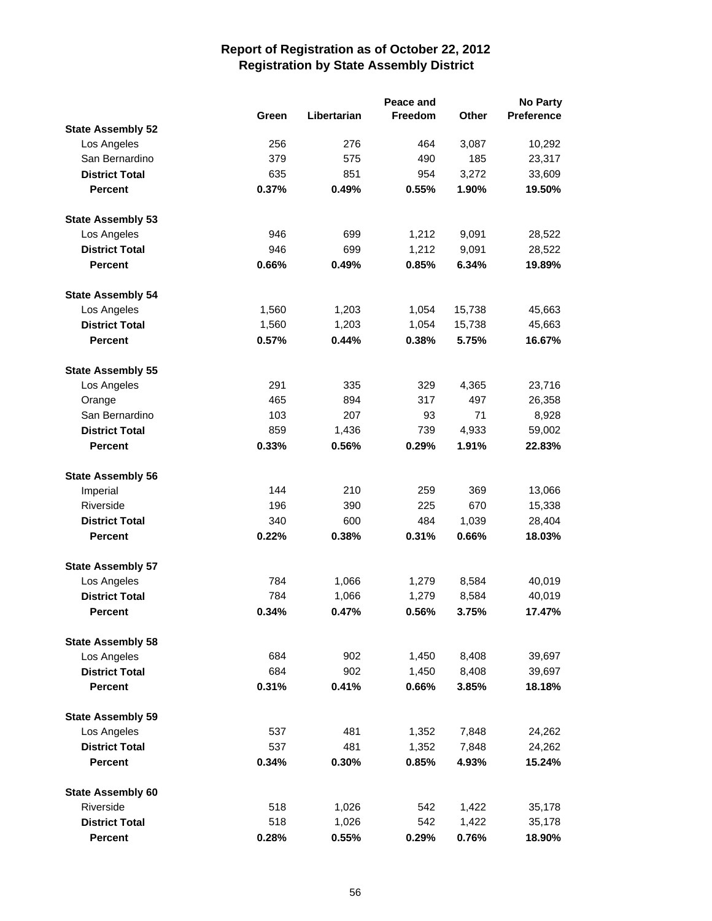# Report of Registration as of October 22, 2012
## Registration by State Assembly District

| | Green | Libertarian | Peace and Freedom | Other | No Party Preference |
|---|---|---|---|---|---|
| **State Assembly 52** | | | | | |
| Los Angeles | 256 | 276 | 464 | 3,087 | 10,292 |
| San Bernardino | 379 | 575 | 490 | 185 | 23,317 |
| **District Total** | 635 | 851 | 954 | 3,272 | 33,609 |
| **Percent** | **0.37%** | **0.49%** | **0.55%** | **1.90%** | **19.50%** |
| **State Assembly 53** | | | | | |
| Los Angeles | 946 | 699 | 1,212 | 9,091 | 28,522 |
| **District Total** | 946 | 699 | 1,212 | 9,091 | 28,522 |
| **Percent** | **0.66%** | **0.49%** | **0.85%** | **6.34%** | **19.89%** |
| **State Assembly 54** | | | | | |
| Los Angeles | 1,560 | 1,203 | 1,054 | 15,738 | 45,663 |
| **District Total** | 1,560 | 1,203 | 1,054 | 15,738 | 45,663 |
| **Percent** | **0.57%** | **0.44%** | **0.38%** | **5.75%** | **16.67%** |
| **State Assembly 55** | | | | | |
| Los Angeles | 291 | 335 | 329 | 4,365 | 23,716 |
| Orange | 465 | 894 | 317 | 497 | 26,358 |
| San Bernardino | 103 | 207 | 93 | 71 | 8,928 |
| **District Total** | 859 | 1,436 | 739 | 4,933 | 59,002 |
| **Percent** | **0.33%** | **0.56%** | **0.29%** | **1.91%** | **22.83%** |
| **State Assembly 56** | | | | | |
| Imperial | 144 | 210 | 259 | 369 | 13,066 |
| Riverside | 196 | 390 | 225 | 670 | 15,338 |
| **District Total** | 340 | 600 | 484 | 1,039 | 28,404 |
| **Percent** | **0.22%** | **0.38%** | **0.31%** | **0.66%** | **18.03%** |
| **State Assembly 57** | | | | | |
| Los Angeles | 784 | 1,066 | 1,279 | 8,584 | 40,019 |
| **District Total** | 784 | 1,066 | 1,279 | 8,584 | 40,019 |
| **Percent** | **0.34%** | **0.47%** | **0.56%** | **3.75%** | **17.47%** |
| **State Assembly 58** | | | | | |
| Los Angeles | 684 | 902 | 1,450 | 8,408 | 39,697 |
| **District Total** | 684 | 902 | 1,450 | 8,408 | 39,697 |
| **Percent** | **0.31%** | **0.41%** | **0.66%** | **3.85%** | **18.18%** |
| **State Assembly 59** | | | | | |
| Los Angeles | 537 | 481 | 1,352 | 7,848 | 24,262 |
| **District Total** | 537 | 481 | 1,352 | 7,848 | 24,262 |
| **Percent** | **0.34%** | **0.30%** | **0.85%** | **4.93%** | **15.24%** |
| **State Assembly 60** | | | | | |
| Riverside | 518 | 1,026 | 542 | 1,422 | 35,178 |
| **District Total** | 518 | 1,026 | 542 | 1,422 | 35,178 |
| **Percent** | **0.28%** | **0.55%** | **0.29%** | **0.76%** | **18.90%** |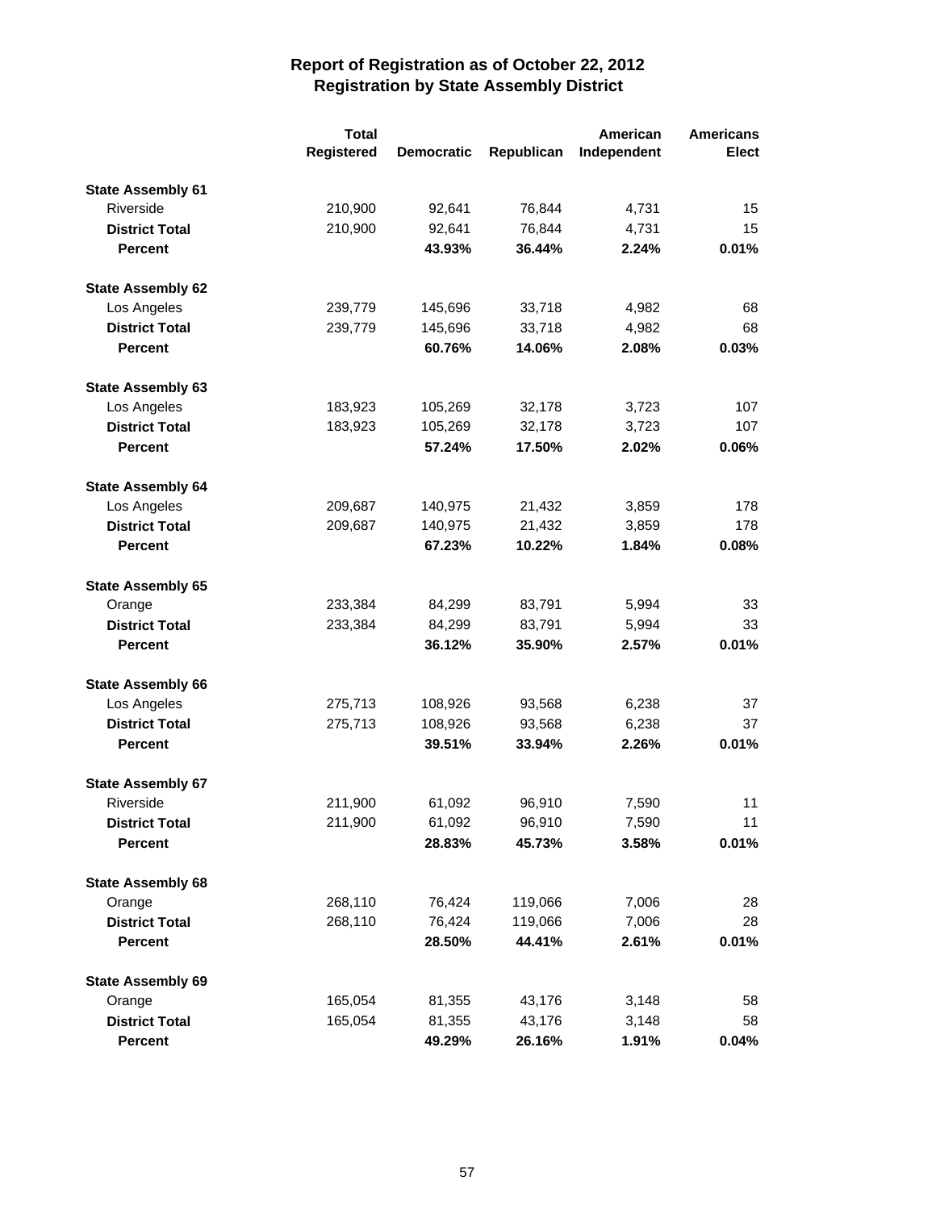# Report of Registration as of October 22, 2012
## Registration by State Assembly District

| | Total Registered | Democratic | Republican | American Independent | Americans Elect |
|---|---|---|---|---|---|
| **State Assembly 61** | | | | | |
| Riverside | 210,900 | 92,641 | 76,844 | 4,731 | 15 |
| **District Total** | 210,900 | 92,641 | 76,844 | 4,731 | 15 |
| **Percent** | | **43.93%** | **36.44%** | **2.24%** | **0.01%** |
| **State Assembly 62** | | | | | |
| Los Angeles | 239,779 | 145,696 | 33,718 | 4,982 | 68 |
| **District Total** | 239,779 | 145,696 | 33,718 | 4,982 | 68 |
| **Percent** | | **60.76%** | **14.06%** | **2.08%** | **0.03%** |
| **State Assembly 63** | | | | | |
| Los Angeles | 183,923 | 105,269 | 32,178 | 3,723 | 107 |
| **District Total** | 183,923 | 105,269 | 32,178 | 3,723 | 107 |
| **Percent** | | **57.24%** | **17.50%** | **2.02%** | **0.06%** |
| **State Assembly 64** | | | | | |
| Los Angeles | 209,687 | 140,975 | 21,432 | 3,859 | 178 |
| **District Total** | 209,687 | 140,975 | 21,432 | 3,859 | 178 |
| **Percent** | | **67.23%** | **10.22%** | **1.84%** | **0.08%** |
| **State Assembly 65** | | | | | |
| Orange | 233,384 | 84,299 | 83,791 | 5,994 | 33 |
| **District Total** | 233,384 | 84,299 | 83,791 | 5,994 | 33 |
| **Percent** | | **36.12%** | **35.90%** | **2.57%** | **0.01%** |
| **State Assembly 66** | | | | | |
| Los Angeles | 275,713 | 108,926 | 93,568 | 6,238 | 37 |
| **District Total** | 275,713 | 108,926 | 93,568 | 6,238 | 37 |
| **Percent** | | **39.51%** | **33.94%** | **2.26%** | **0.01%** |
| **State Assembly 67** | | | | | |
| Riverside | 211,900 | 61,092 | 96,910 | 7,590 | 11 |
| **District Total** | 211,900 | 61,092 | 96,910 | 7,590 | 11 |
| **Percent** | | **28.83%** | **45.73%** | **3.58%** | **0.01%** |
| **State Assembly 68** | | | | | |
| Orange | 268,110 | 76,424 | 119,066 | 7,006 | 28 |
| **District Total** | 268,110 | 76,424 | 119,066 | 7,006 | 28 |
| **Percent** | | **28.50%** | **44.41%** | **2.61%** | **0.01%** |
| **State Assembly 69** | | | | | |
| Orange | 165,054 | 81,355 | 43,176 | 3,148 | 58 |
| **District Total** | 165,054 | 81,355 | 43,176 | 3,148 | 58 |
| **Percent** | | **49.29%** | **26.16%** | **1.91%** | **0.04%** |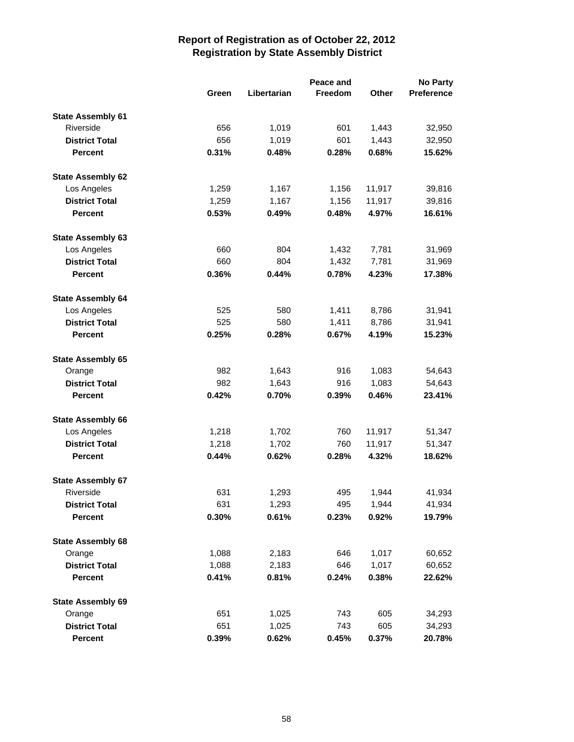# Report of Registration as of October 22, 2012
## Registration by State Assembly District

| | Green | Libertarian | Peace and Freedom | Other | No Party Preference |
|---|---|---|---|---|---|
| **State Assembly 61** | | | | | |
| Riverside | 656 | 1,019 | 601 | 1,443 | 32,950 |
| **District Total** | 656 | 1,019 | 601 | 1,443 | 32,950 |
| **Percent** | **0.31%** | **0.48%** | **0.28%** | **0.68%** | **15.62%** |
| **State Assembly 62** | | | | | |
| Los Angeles | 1,259 | 1,167 | 1,156 | 11,917 | 39,816 |
| **District Total** | 1,259 | 1,167 | 1,156 | 11,917 | 39,816 |
| **Percent** | **0.53%** | **0.49%** | **0.48%** | **4.97%** | **16.61%** |
| **State Assembly 63** | | | | | |
| Los Angeles | 660 | 804 | 1,432 | 7,781 | 31,969 |
| **District Total** | 660 | 804 | 1,432 | 7,781 | 31,969 |
| **Percent** | **0.36%** | **0.44%** | **0.78%** | **4.23%** | **17.38%** |
| **State Assembly 64** | | | | | |
| Los Angeles | 525 | 580 | 1,411 | 8,786 | 31,941 |
| **District Total** | 525 | 580 | 1,411 | 8,786 | 31,941 |
| **Percent** | **0.25%** | **0.28%** | **0.67%** | **4.19%** | **15.23%** |
| **State Assembly 65** | | | | | |
| Orange | 982 | 1,643 | 916 | 1,083 | 54,643 |
| **District Total** | 982 | 1,643 | 916 | 1,083 | 54,643 |
| **Percent** | **0.42%** | **0.70%** | **0.39%** | **0.46%** | **23.41%** |
| **State Assembly 66** | | | | | |
| Los Angeles | 1,218 | 1,702 | 760 | 11,917 | 51,347 |
| **District Total** | 1,218 | 1,702 | 760 | 11,917 | 51,347 |
| **Percent** | **0.44%** | **0.62%** | **0.28%** | **4.32%** | **18.62%** |
| **State Assembly 67** | | | | | |
| Riverside | 631 | 1,293 | 495 | 1,944 | 41,934 |
| **District Total** | 631 | 1,293 | 495 | 1,944 | 41,934 |
| **Percent** | **0.30%** | **0.61%** | **0.23%** | **0.92%** | **19.79%** |
| **State Assembly 68** | | | | | |
| Orange | 1,088 | 2,183 | 646 | 1,017 | 60,652 |
| **District Total** | 1,088 | 2,183 | 646 | 1,017 | 60,652 |
| **Percent** | **0.41%** | **0.81%** | **0.24%** | **0.38%** | **22.62%** |
| **State Assembly 69** | | | | | |
| Orange | 651 | 1,025 | 743 | 605 | 34,293 |
| **District Total** | 651 | 1,025 | 743 | 605 | 34,293 |
| **Percent** | **0.39%** | **0.62%** | **0.45%** | **0.37%** | **20.78%** |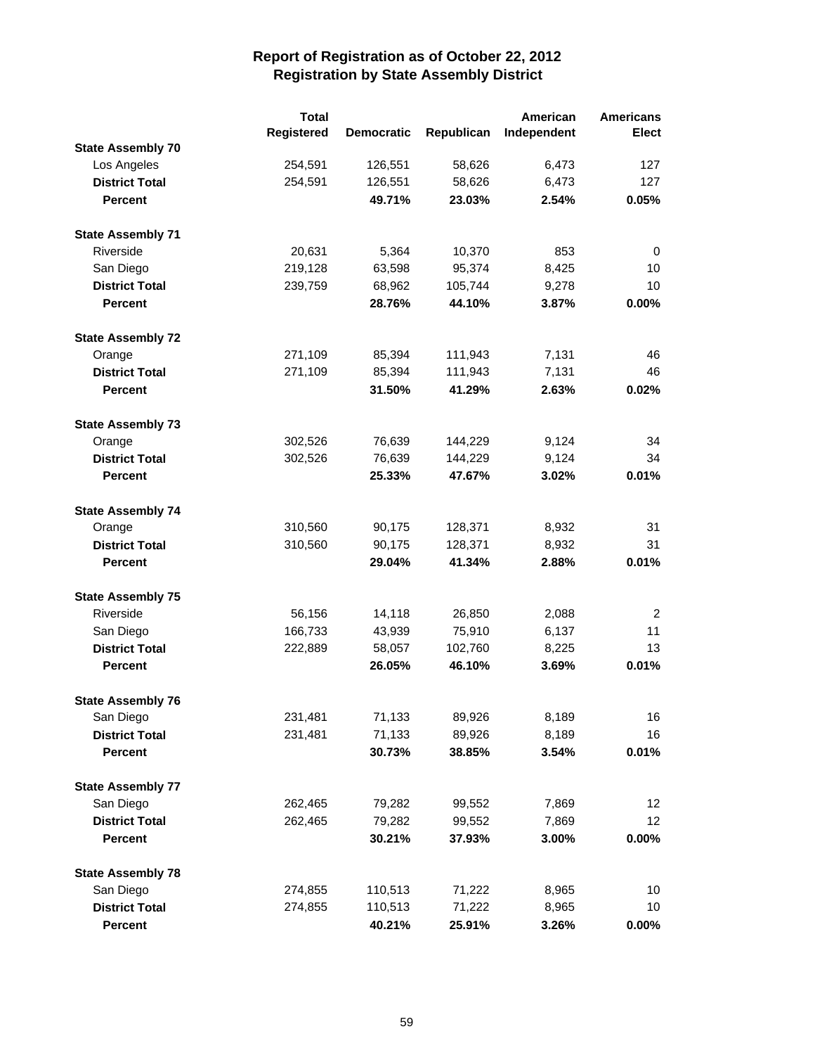# Report of Registration as of October 22, 2012
## Registration by State Assembly District

| | Total Registered | Democratic | Republican | American Independent | Americans Elect |
|---|---|---|---|---|---|
| **State Assembly 70** | | | | | |
| Los Angeles | 254,591 | 126,551 | 58,626 | 6,473 | 127 |
| **District Total** | 254,591 | 126,551 | 58,626 | 6,473 | 127 |
| **Percent** | | **49.71%** | **23.03%** | **2.54%** | **0.05%** |
| **State Assembly 71** | | | | | |
| Riverside | 20,631 | 5,364 | 10,370 | 853 | 0 |
| San Diego | 219,128 | 63,598 | 95,374 | 8,425 | 10 |
| **District Total** | 239,759 | 68,962 | 105,744 | 9,278 | 10 |
| **Percent** | | **28.76%** | **44.10%** | **3.87%** | **0.00%** |
| **State Assembly 72** | | | | | |
| Orange | 271,109 | 85,394 | 111,943 | 7,131 | 46 |
| **District Total** | 271,109 | 85,394 | 111,943 | 7,131 | 46 |
| **Percent** | | **31.50%** | **41.29%** | **2.63%** | **0.02%** |
| **State Assembly 73** | | | | | |
| Orange | 302,526 | 76,639 | 144,229 | 9,124 | 34 |
| **District Total** | 302,526 | 76,639 | 144,229 | 9,124 | 34 |
| **Percent** | | **25.33%** | **47.67%** | **3.02%** | **0.01%** |
| **State Assembly 74** | | | | | |
| Orange | 310,560 | 90,175 | 128,371 | 8,932 | 31 |
| **District Total** | 310,560 | 90,175 | 128,371 | 8,932 | 31 |
| **Percent** | | **29.04%** | **41.34%** | **2.88%** | **0.01%** |
| **State Assembly 75** | | | | | |
| Riverside | 56,156 | 14,118 | 26,850 | 2,088 | 2 |
| San Diego | 166,733 | 43,939 | 75,910 | 6,137 | 11 |
| **District Total** | 222,889 | 58,057 | 102,760 | 8,225 | 13 |
| **Percent** | | **26.05%** | **46.10%** | **3.69%** | **0.01%** |
| **State Assembly 76** | | | | | |
| San Diego | 231,481 | 71,133 | 89,926 | 8,189 | 16 |
| **District Total** | 231,481 | 71,133 | 89,926 | 8,189 | 16 |
| **Percent** | | **30.73%** | **38.85%** | **3.54%** | **0.01%** |
| **State Assembly 77** | | | | | |
| San Diego | 262,465 | 79,282 | 99,552 | 7,869 | 12 |
| **District Total** | 262,465 | 79,282 | 99,552 | 7,869 | 12 |
| **Percent** | | **30.21%** | **37.93%** | **3.00%** | **0.00%** |
| **State Assembly 78** | | | | | |
| San Diego | 274,855 | 110,513 | 71,222 | 8,965 | 10 |
| **District Total** | 274,855 | 110,513 | 71,222 | 8,965 | 10 |
| **Percent** | | **40.21%** | **25.91%** | **3.26%** | **0.00%** |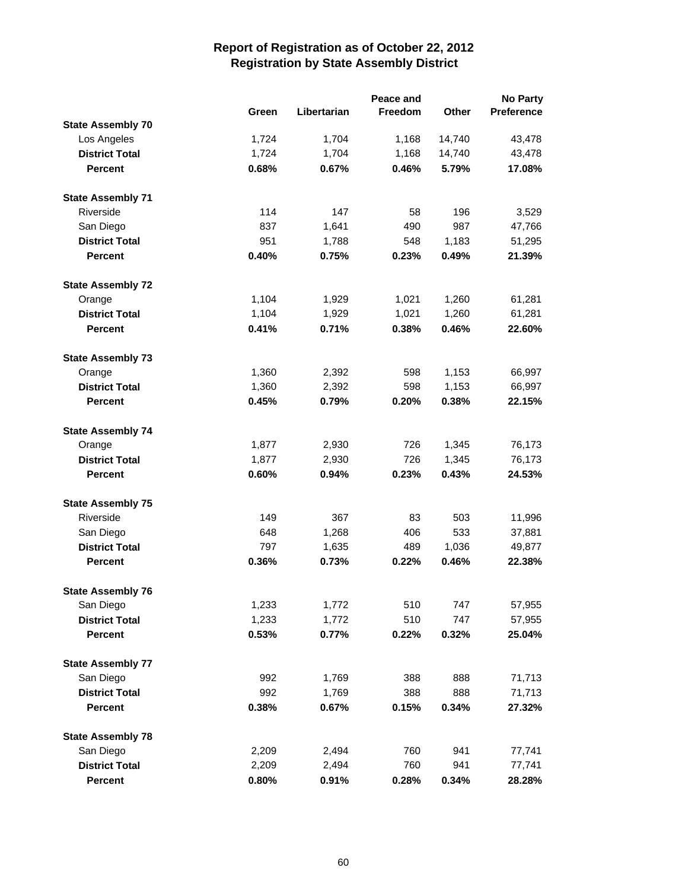# Report of Registration as of October 22, 2012
## Registration by State Assembly District

| | Green | Libertarian | Peace and Freedom | Other | No Party Preference |
|---|---|---|---|---|---|
| **State Assembly 70** | | | | | |
| Los Angeles | 1,724 | 1,704 | 1,168 | 14,740 | 43,478 |
| **District Total** | 1,724 | 1,704 | 1,168 | 14,740 | 43,478 |
| **Percent** | **0.68%** | **0.67%** | **0.46%** | **5.79%** | **17.08%** |
| **State Assembly 71** | | | | | |
| Riverside | 114 | 147 | 58 | 196 | 3,529 |
| San Diego | 837 | 1,641 | 490 | 987 | 47,766 |
| **District Total** | 951 | 1,788 | 548 | 1,183 | 51,295 |
| **Percent** | **0.40%** | **0.75%** | **0.23%** | **0.49%** | **21.39%** |
| **State Assembly 72** | | | | | |
| Orange | 1,104 | 1,929 | 1,021 | 1,260 | 61,281 |
| **District Total** | 1,104 | 1,929 | 1,021 | 1,260 | 61,281 |
| **Percent** | **0.41%** | **0.71%** | **0.38%** | **0.46%** | **22.60%** |
| **State Assembly 73** | | | | | |
| Orange | 1,360 | 2,392 | 598 | 1,153 | 66,997 |
| **District Total** | 1,360 | 2,392 | 598 | 1,153 | 66,997 |
| **Percent** | **0.45%** | **0.79%** | **0.20%** | **0.38%** | **22.15%** |
| **State Assembly 74** | | | | | |
| Orange | 1,877 | 2,930 | 726 | 1,345 | 76,173 |
| **District Total** | 1,877 | 2,930 | 726 | 1,345 | 76,173 |
| **Percent** | **0.60%** | **0.94%** | **0.23%** | **0.43%** | **24.53%** |
| **State Assembly 75** | | | | | |
| Riverside | 149 | 367 | 83 | 503 | 11,996 |
| San Diego | 648 | 1,268 | 406 | 533 | 37,881 |
| **District Total** | 797 | 1,635 | 489 | 1,036 | 49,877 |
| **Percent** | **0.36%** | **0.73%** | **0.22%** | **0.46%** | **22.38%** |
| **State Assembly 76** | | | | | |
| San Diego | 1,233 | 1,772 | 510 | 747 | 57,955 |
| **District Total** | 1,233 | 1,772 | 510 | 747 | 57,955 |
| **Percent** | **0.53%** | **0.77%** | **0.22%** | **0.32%** | **25.04%** |
| **State Assembly 77** | | | | | |
| San Diego | 992 | 1,769 | 388 | 888 | 71,713 |
| **District Total** | 992 | 1,769 | 388 | 888 | 71,713 |
| **Percent** | **0.38%** | **0.67%** | **0.15%** | **0.34%** | **27.32%** |
| **State Assembly 78** | | | | | |
| San Diego | 2,209 | 2,494 | 760 | 941 | 77,741 |
| **District Total** | 2,209 | 2,494 | 760 | 941 | 77,741 |
| **Percent** | **0.80%** | **0.91%** | **0.28%** | **0.34%** | **28.28%** |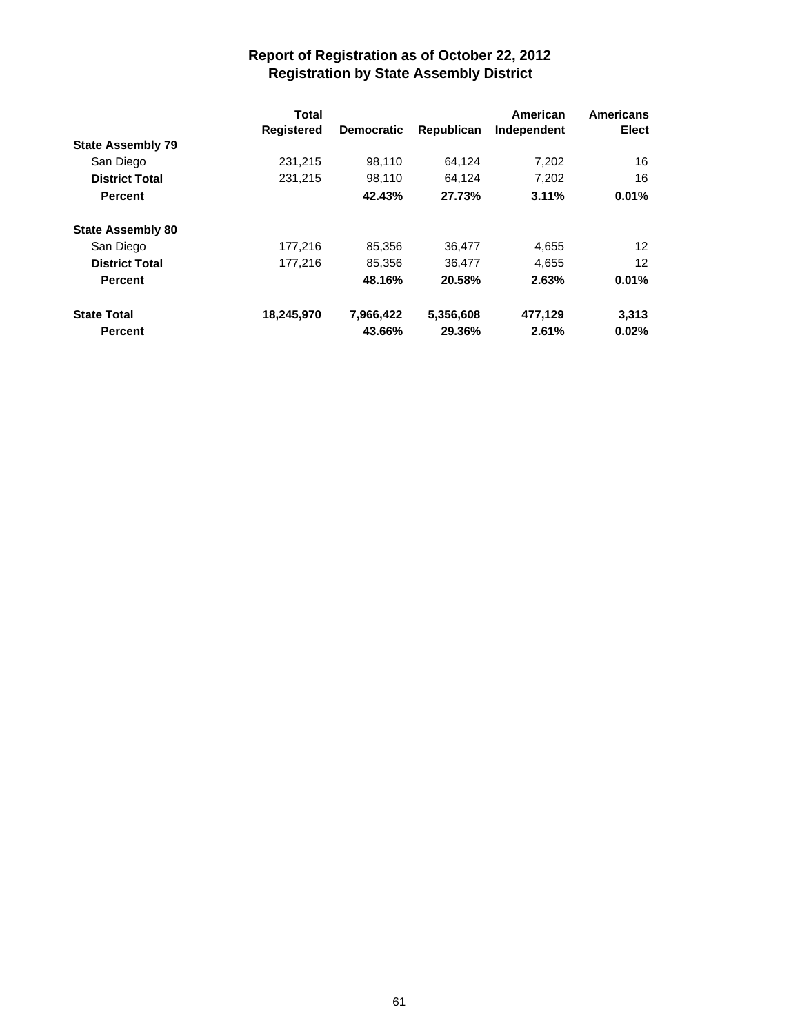# Report of Registration as of October 22, 2012
## Registration by State Assembly District

| | Total Registered | Democratic | Republican | American Independent | Americans Elect |
|---|---|---|---|---|---|
| **State Assembly 79** | | | | | |
| San Diego | 231,215 | 98,110 | 64,124 | 7,202 | 16 |
| **District Total** | 231,215 | 98,110 | 64,124 | 7,202 | 16 |
| **Percent** | | **42.43%** | **27.73%** | **3.11%** | **0.01%** |
| **State Assembly 80** | | | | | |
| San Diego | 177,216 | 85,356 | 36,477 | 4,655 | 12 |
| **District Total** | 177,216 | 85,356 | 36,477 | 4,655 | 12 |
| **Percent** | | **48.16%** | **20.58%** | **2.63%** | **0.01%** |
| **State Total** | **18,245,970** | **7,966,422** | **5,356,608** | **477,129** | **3,313** |
| **Percent** | | **43.66%** | **29.36%** | **2.61%** | **0.02%** |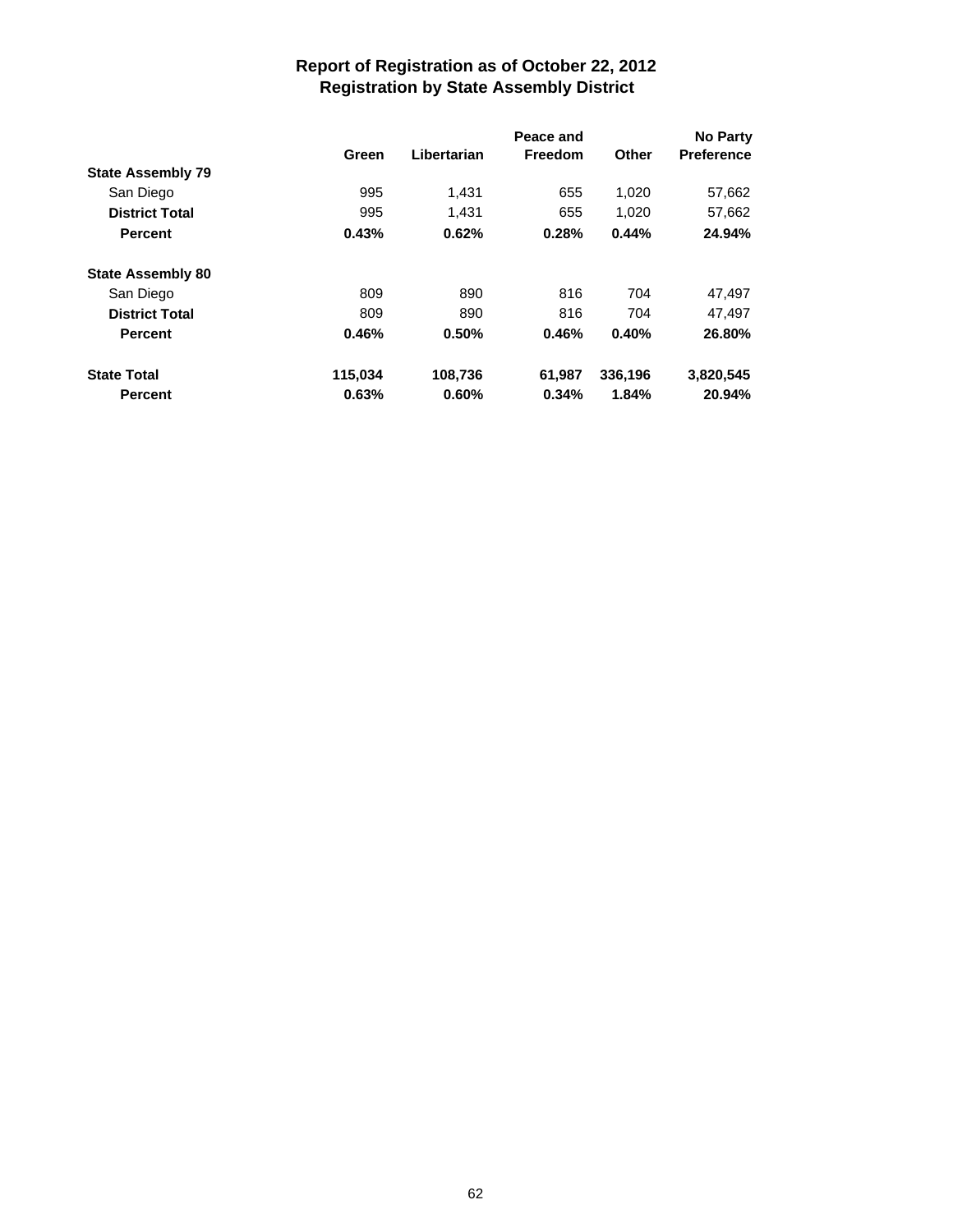# Report of Registration as of October 22, 2012
## Registration by State Assembly District

| | Green | Libertarian | Peace and Freedom | Other | No Party Preference |
|---|---|---|---|---|---|
| **State Assembly 79** | | | | | |
| San Diego | 995 | 1,431 | 655 | 1,020 | 57,662 |
| **District Total** | 995 | 1,431 | 655 | 1,020 | 57,662 |
| **Percent** | **0.43%** | **0.62%** | **0.28%** | **0.44%** | **24.94%** |
| **State Assembly 80** | | | | | |
| San Diego | 809 | 890 | 816 | 704 | 47,497 |
| **District Total** | 809 | 890 | 816 | 704 | 47,497 |
| **Percent** | **0.46%** | **0.50%** | **0.46%** | **0.40%** | **26.80%** |
| **State Total** | **115,034** | **108,736** | **61,987** | **336,196** | **3,820,545** |
| **Percent** | **0.63%** | **0.60%** | **0.34%** | **1.84%** | **20.94%** |